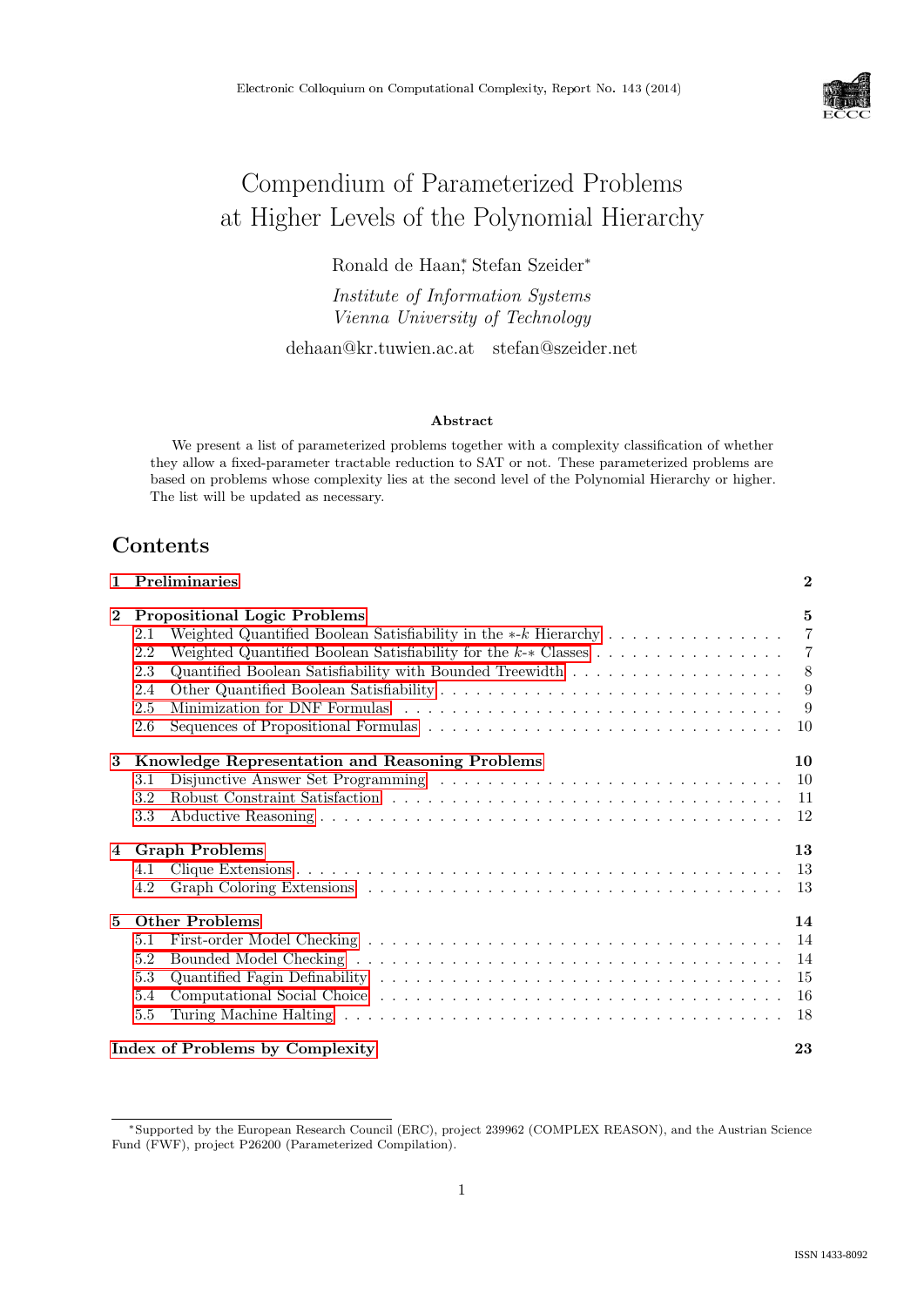Electronic Colloquium on Computational Complexity, Report No. 143 (2014)

# Compendium of Parameterized Problems at Higher Levels of the Polynomial Hierarchy

Ronald de Haan*, Stefan Szeider*

*Institute of Information Systems*
*Vienna University of Technology*

dehaan@kr.tuwien.ac.at    stefan@szeider.net

**Abstract**

We present a list of parameterized problems together with a complexity classification of whether they allow a fixed-parameter tractable reduction to SAT or not. These parameterized problems are based on problems whose complexity lies at the second level of the Polynomial Hierarchy or higher. The list will be updated as necessary.

## Contents

**1 Preliminaries** — **2**

**2 Propositional Logic Problems** — **5**
- 2.1 Weighted Quantified Boolean Satisfiability in the $*$-$k$ Hierarchy — 7
- 2.2 Weighted Quantified Boolean Satisfiability for the $k$-$*$ Classes — 7
- 2.3 Quantified Boolean Satisfiability with Bounded Treewidth — 8
- 2.4 Other Quantified Boolean Satisfiability — 9
- 2.5 Minimization for DNF Formulas — 9
- 2.6 Sequences of Propositional Formulas — 10

**3 Knowledge Representation and Reasoning Problems** — **10**
- 3.1 Disjunctive Answer Set Programming — 10
- 3.2 Robust Constraint Satisfaction — 11
- 3.3 Abductive Reasoning — 12

**4 Graph Problems** — **13**
- 4.1 Clique Extensions — 13
- 4.2 Graph Coloring Extensions — 13

**5 Other Problems** — **14**
- 5.1 First-order Model Checking — 14
- 5.2 Bounded Model Checking — 14
- 5.3 Quantified Fagin Definability — 15
- 5.4 Computational Social Choice — 16
- 5.5 Turing Machine Halting — 18

**Index of Problems by Complexity** — **23**

---

*Supported by the European Research Council (ERC), project 239962 (COMPLEX REASON), and the Austrian Science Fund (FWF), project P26200 (Parameterized Compilation).

ISSN 1433-8092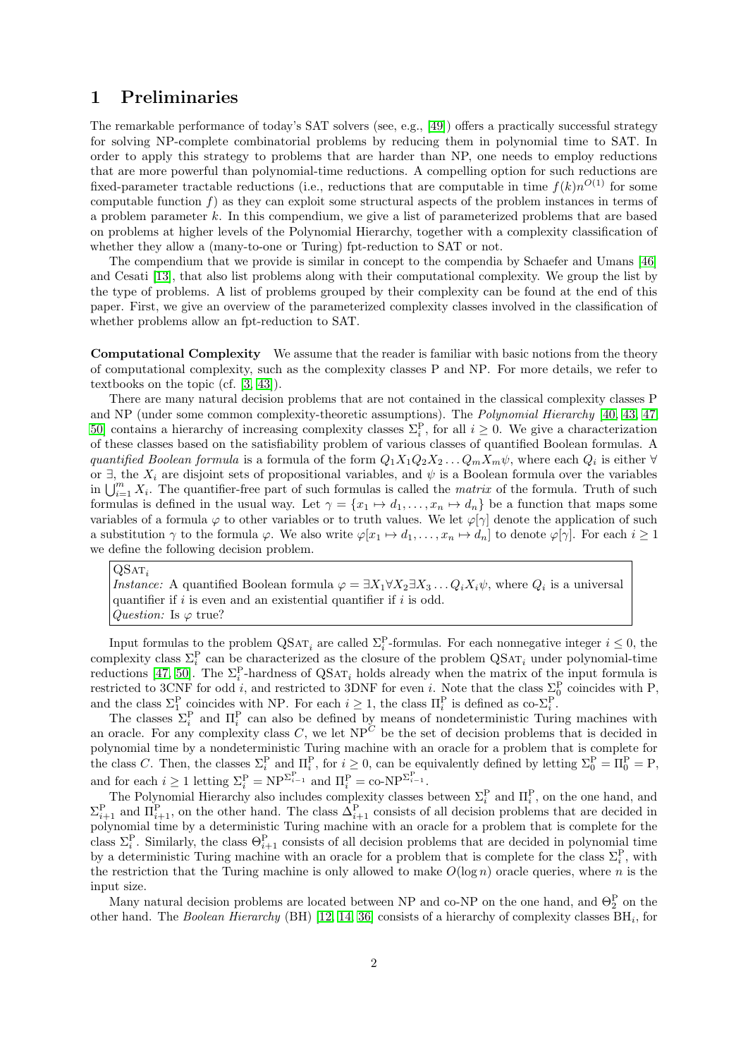# 1 Preliminaries

The remarkable performance of today's SAT solvers (see, e.g., [49]) offers a practically successful strategy for solving NP-complete combinatorial problems by reducing them in polynomial time to SAT. In order to apply this strategy to problems that are harder than NP, one needs to employ reductions that are more powerful than polynomial-time reductions. A compelling option for such reductions are fixed-parameter tractable reductions (i.e., reductions that are computable in time $f(k)n^{O(1)}$ for some computable function $f$) as they can exploit some structural aspects of the problem instances in terms of a problem parameter $k$. In this compendium, we give a list of parameterized problems that are based on problems at higher levels of the Polynomial Hierarchy, together with a complexity classification of whether they allow a (many-to-one or Turing) fpt-reduction to SAT or not.

The compendium that we provide is similar in concept to the compendia by Schaefer and Umans [46] and Cesati [13], that also list problems along with their computational complexity. We group the list by the type of problems. A list of problems grouped by their complexity can be found at the end of this paper. First, we give an overview of the parameterized complexity classes involved in the classification of whether problems allow an fpt-reduction to SAT.

**Computational Complexity** We assume that the reader is familiar with basic notions from the theory of computational complexity, such as the complexity classes P and NP. For more details, we refer to textbooks on the topic (cf. [3, 43]).

There are many natural decision problems that are not contained in the classical complexity classes P and NP (under some common complexity-theoretic assumptions). The *Polynomial Hierarchy* [40, 43, 47, 50] contains a hierarchy of increasing complexity classes $\Sigma_i^{\mathrm{P}}$, for all $i \geq 0$. We give a characterization of these classes based on the satisfiability problem of various classes of quantified Boolean formulas. A *quantified Boolean formula* is a formula of the form $Q_1 X_1 Q_2 X_2 \dots Q_m X_m \psi$, where each $Q_i$ is either $\forall$ or $\exists$, the $X_i$ are disjoint sets of propositional variables, and $\psi$ is a Boolean formula over the variables in $\bigcup_{i=1}^{m} X_i$. The quantifier-free part of such formulas is called the *matrix* of the formula. Truth of such formulas is defined in the usual way. Let $\gamma = \{x_1 \mapsto d_1, \dots, x_n \mapsto d_n\}$ be a function that maps some variables of a formula $\varphi$ to other variables or to truth values. We let $\varphi[\gamma]$ denote the application of such a substitution $\gamma$ to the formula $\varphi$. We also write $\varphi[x_1 \mapsto d_1, \dots, x_n \mapsto d_n]$ to denote $\varphi[\gamma]$. For each $i \geq 1$ we define the following decision problem.

QSAT$_i$
*Instance:* A quantified Boolean formula $\varphi = \exists X_1 \forall X_2 \exists X_3 \dots Q_i X_i \psi$, where $Q_i$ is a universal quantifier if $i$ is even and an existential quantifier if $i$ is odd.
*Question:* Is $\varphi$ true?

Input formulas to the problem QSAT$_i$ are called $\Sigma_i^{\mathrm{P}}$-formulas. For each nonnegative integer $i \leq 0$, the complexity class $\Sigma_i^{\mathrm{P}}$ can be characterized as the closure of the problem QSAT$_i$ under polynomial-time reductions [47, 50]. The $\Sigma_i^{\mathrm{P}}$-hardness of QSAT$_i$ holds already when the matrix of the input formula is restricted to 3CNF for odd $i$, and restricted to 3DNF for even $i$. Note that the class $\Sigma_0^{\mathrm{P}}$ coincides with P, and the class $\Sigma_1^{\mathrm{P}}$ coincides with NP. For each $i \geq 1$, the class $\Pi_i^{\mathrm{P}}$ is defined as co-$\Sigma_i^{\mathrm{P}}$.

The classes $\Sigma_i^{\mathrm{P}}$ and $\Pi_i^{\mathrm{P}}$ can also be defined by means of nondeterministic Turing machines with an oracle. For any complexity class $C$, we let $\mathrm{NP}^C$ be the set of decision problems that is decided in polynomial time by a nondeterministic Turing machine with an oracle for a problem that is complete for the class $C$. Then, the classes $\Sigma_i^{\mathrm{P}}$ and $\Pi_i^{\mathrm{P}}$, for $i \geq 0$, can be equivalently defined by letting $\Sigma_0^{\mathrm{P}} = \Pi_0^{\mathrm{P}} = \mathrm{P}$, and for each $i \geq 1$ letting $\Sigma_i^{\mathrm{P}} = \mathrm{NP}^{\Sigma_{i-1}^{\mathrm{P}}}$ and $\Pi_i^{\mathrm{P}} = \text{co-NP}^{\Sigma_{i-1}^{\mathrm{P}}}$.

The Polynomial Hierarchy also includes complexity classes between $\Sigma_i^{\mathrm{P}}$ and $\Pi_i^{\mathrm{P}}$, on the one hand, and $\Sigma_{i+1}^{\mathrm{P}}$ and $\Pi_{i+1}^{\mathrm{P}}$, on the other hand. The class $\Delta_{i+1}^{\mathrm{P}}$ consists of all decision problems that are decided in polynomial time by a deterministic Turing machine with an oracle for a problem that is complete for the class $\Sigma_i^{\mathrm{P}}$. Similarly, the class $\Theta_{i+1}^{\mathrm{P}}$ consists of all decision problems that are decided in polynomial time by a deterministic Turing machine with an oracle for a problem that is complete for the class $\Sigma_i^{\mathrm{P}}$, with the restriction that the Turing machine is only allowed to make $O(\log n)$ oracle queries, where $n$ is the input size.

Many natural decision problems are located between NP and co-NP on the one hand, and $\Theta_2^{\mathrm{P}}$ on the other hand. The *Boolean Hierarchy* (BH) [12, 14, 36] consists of a hierarchy of complexity classes BH$_i$, for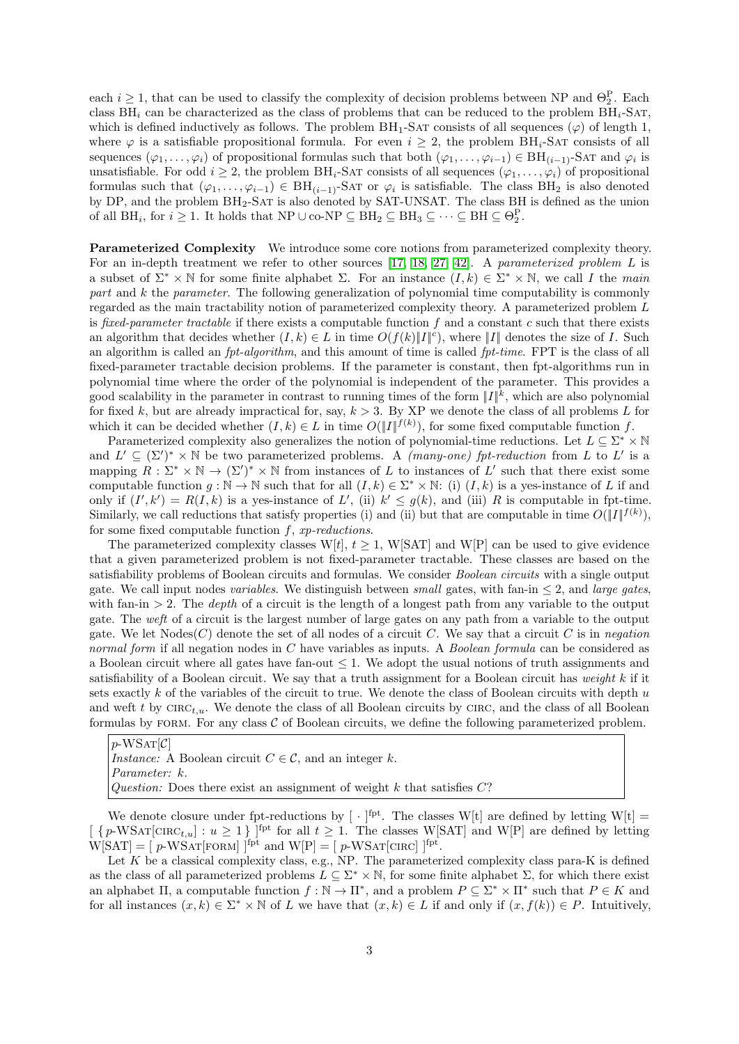each $i \geq 1$, that can be used to classify the complexity of decision problems between NP and $\Theta_2^{\mathrm{P}}$. Each class $\mathrm{BH}_i$ can be characterized as the class of problems that can be reduced to the problem $\mathrm{BH}_i$-SAT, which is defined inductively as follows. The problem $\mathrm{BH}_1$-SAT consists of all sequences $(\varphi)$ of length 1, where $\varphi$ is a satisfiable propositional formula. For even $i \geq 2$, the problem $\mathrm{BH}_i$-SAT consists of all sequences $(\varphi_1, \dots, \varphi_i)$ of propositional formulas such that both $(\varphi_1, \dots, \varphi_{i-1}) \in \mathrm{BH}_{(i-1)}$-SAT and $\varphi_i$ is unsatisfiable. For odd $i \geq 2$, the problem $\mathrm{BH}_i$-SAT consists of all sequences $(\varphi_1, \dots, \varphi_i)$ of propositional formulas such that $(\varphi_1, \dots, \varphi_{i-1}) \in \mathrm{BH}_{(i-1)}$-SAT or $\varphi_i$ is satisfiable. The class $\mathrm{BH}_2$ is also denoted by DP, and the problem $\mathrm{BH}_2$-SAT is also denoted by SAT-UNSAT. The class BH is defined as the union of all $\mathrm{BH}_i$, for $i \geq 1$. It holds that $\mathrm{NP} \cup \text{co-NP} \subseteq \mathrm{BH}_2 \subseteq \mathrm{BH}_3 \subseteq \dots \subseteq \mathrm{BH} \subseteq \Theta_2^{\mathrm{P}}$.

**Parameterized Complexity** We introduce some core notions from parameterized complexity theory. For an in-depth treatment we refer to other sources [17, 18, 27, 42]. A *parameterized problem* $L$ is a subset of $\Sigma^* \times \mathbb{N}$ for some finite alphabet $\Sigma$. For an instance $(I, k) \in \Sigma^* \times \mathbb{N}$, we call $I$ the *main part* and $k$ the *parameter*. The following generalization of polynomial time computability is commonly regarded as the main tractability notion of parameterized complexity theory. A parameterized problem $L$ is *fixed-parameter tractable* if there exists a computable function $f$ and a constant $c$ such that there exists an algorithm that decides whether $(I, k) \in L$ in time $O(f(k)\|I\|^c)$, where $\|I\|$ denotes the size of $I$. Such an algorithm is called an *fpt-algorithm*, and this amount of time is called *fpt-time*. FPT is the class of all fixed-parameter tractable decision problems. If the parameter is constant, then fpt-algorithms run in polynomial time where the order of the polynomial is independent of the parameter. This provides a good scalability in the parameter in contrast to running times of the form $\|I\|^k$, which are also polynomial for fixed $k$, but are already impractical for, say, $k > 3$. By XP we denote the class of all problems $L$ for which it can be decided whether $(I, k) \in L$ in time $O(\|I\|^{f(k)})$, for some fixed computable function $f$.

Parameterized complexity also generalizes the notion of polynomial-time reductions. Let $L \subseteq \Sigma^* \times \mathbb{N}$ and $L' \subseteq (\Sigma')^* \times \mathbb{N}$ be two parameterized problems. A *(many-one) fpt-reduction* from $L$ to $L'$ is a mapping $R : \Sigma^* \times \mathbb{N} \to (\Sigma')^* \times \mathbb{N}$ from instances of $L$ to instances of $L'$ such that there exist some computable function $g : \mathbb{N} \to \mathbb{N}$ such that for all $(I, k) \in \Sigma^* \times \mathbb{N}$: (i) $(I, k)$ is a yes-instance of $L$ if and only if $(I', k') = R(I, k)$ is a yes-instance of $L'$, (ii) $k' \leq g(k)$, and (iii) $R$ is computable in fpt-time. Similarly, we call reductions that satisfy properties (i) and (ii) but that are computable in time $O(\|I\|^{f(k)})$, for some fixed computable function $f$, *xp-reductions*.

The parameterized complexity classes $\mathrm{W}[t]$, $t \geq 1$, W[SAT] and W[P] can be used to give evidence that a given parameterized problem is not fixed-parameter tractable. These classes are based on the satisfiability problems of Boolean circuits and formulas. We consider *Boolean circuits* with a single output gate. We call input nodes *variables*. We distinguish between *small* gates, with fan-in $\leq 2$, and *large gates*, with fan-in $> 2$. The *depth* of a circuit is the length of a longest path from any variable to the output gate. The *weft* of a circuit is the largest number of large gates on any path from a variable to the output gate. We let $\mathrm{Nodes}(C)$ denote the set of all nodes of a circuit $C$. We say that a circuit $C$ is in *negation normal form* if all negation nodes in $C$ have variables as inputs. A *Boolean formula* can be considered as a Boolean circuit where all gates have fan-out $\leq 1$. We adopt the usual notions of truth assignments and satisfiability of a Boolean circuit. We say that a truth assignment for a Boolean circuit has *weight* $k$ if it sets exactly $k$ of the variables of the circuit to true. We denote the class of Boolean circuits with depth $u$ and weft $t$ by $\mathrm{CIRC}_{t,u}$. We denote the class of all Boolean circuits by CIRC, and the class of all Boolean formulas by FORM. For any class $\mathcal{C}$ of Boolean circuits, we define the following parameterized problem.

> $p$-WSAT[$\mathcal{C}$]
> *Instance:* A Boolean circuit $C \in \mathcal{C}$, and an integer $k$.
> *Parameter:* $k$.
> *Question:* Does there exist an assignment of weight $k$ that satisfies $C$?

We denote closure under fpt-reductions by $[\,\cdot\,]^{\mathrm{fpt}}$. The classes W[t] are defined by letting $\mathrm{W[t]} = [\, \{ p\text{-WSAT}[\mathrm{CIRC}_{t,u}] : u \geq 1 \} \,]^{\mathrm{fpt}}$ for all $t \geq 1$. The classes W[SAT] and W[P] are defined by letting $\mathrm{W[SAT]} = [\, p\text{-WSAT}[\mathrm{FORM}] \,]^{\mathrm{fpt}}$ and $\mathrm{W[P]} = [\, p\text{-WSAT}[\mathrm{CIRC}] \,]^{\mathrm{fpt}}$.

Let $K$ be a classical complexity class, e.g., NP. The parameterized complexity class para-K is defined as the class of all parameterized problems $L \subseteq \Sigma^* \times \mathbb{N}$, for some finite alphabet $\Sigma$, for which there exist an alphabet $\Pi$, a computable function $f : \mathbb{N} \to \Pi^*$, and a problem $P \subseteq \Sigma^* \times \Pi^*$ such that $P \in K$ and for all instances $(x, k) \in \Sigma^* \times \mathbb{N}$ of $L$ we have that $(x, k) \in L$ if and only if $(x, f(k)) \in P$. Intuitively,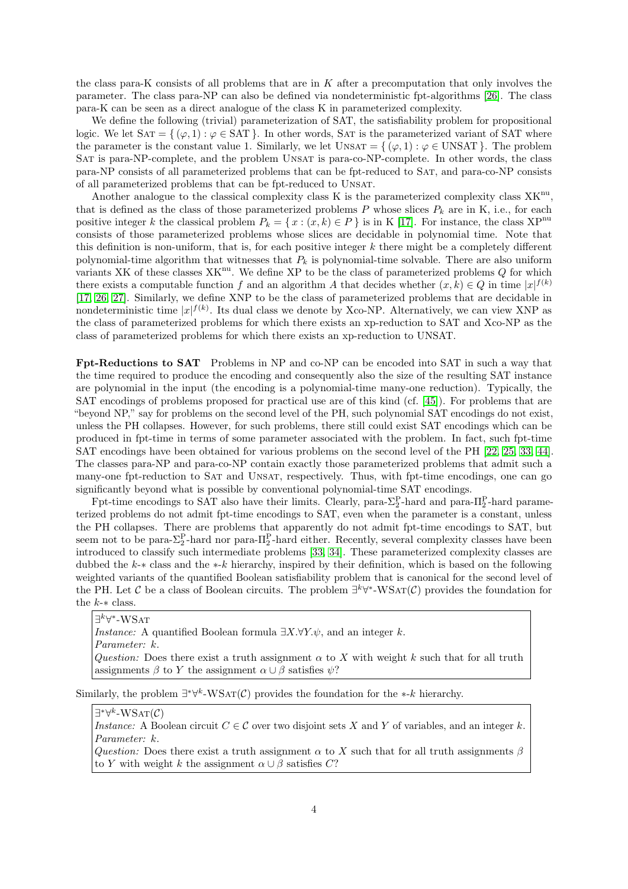the class para-K consists of all problems that are in $K$ after a precomputation that only involves the parameter. The class para-NP can also be defined via nondeterministic fpt-algorithms [26]. The class para-K can be seen as a direct analogue of the class K in parameterized complexity.

We define the following (trivial) parameterization of SAT, the satisfiability problem for propositional logic. We let $\text{SAT} = \{ (\varphi, 1) : \varphi \in \text{SAT} \}$. In other words, SAT is the parameterized variant of SAT where the parameter is the constant value 1. Similarly, we let $\text{UNSAT} = \{ (\varphi, 1) : \varphi \in \text{UNSAT} \}$. The problem SAT is para-NP-complete, and the problem UNSAT is para-co-NP-complete. In other words, the class para-NP consists of all parameterized problems that can be fpt-reduced to SAT, and para-co-NP consists of all parameterized problems that can be fpt-reduced to UNSAT.

Another analogue to the classical complexity class K is the parameterized complexity class $\text{XK}^{\text{nu}}$, that is defined as the class of those parameterized problems $P$ whose slices $P_k$ are in K, i.e., for each positive integer $k$ the classical problem $P_k = \{ x : (x, k) \in P \}$ is in K [17]. For instance, the class $\text{XP}^{\text{nu}}$ consists of those parameterized problems whose slices are decidable in polynomial time. Note that this definition is non-uniform, that is, for each positive integer $k$ there might be a completely different polynomial-time algorithm that witnesses that $P_k$ is polynomial-time solvable. There are also uniform variants XK of these classes $\text{XK}^{\text{nu}}$. We define XP to be the class of parameterized problems $Q$ for which there exists a computable function $f$ and an algorithm $A$ that decides whether $(x, k) \in Q$ in time $|x|^{f(k)}$ [17, 26, 27]. Similarly, we define XNP to be the class of parameterized problems that are decidable in nondeterministic time $|x|^{f(k)}$. Its dual class we denote by Xco-NP. Alternatively, we can view XNP as the class of parameterized problems for which there exists an xp-reduction to SAT and Xco-NP as the class of parameterized problems for which there exists an xp-reduction to UNSAT.

**Fpt-Reductions to SAT** Problems in NP and co-NP can be encoded into SAT in such a way that the time required to produce the encoding and consequently also the size of the resulting SAT instance are polynomial in the input (the encoding is a polynomial-time many-one reduction). Typically, the SAT encodings of problems proposed for practical use are of this kind (cf. [45]). For problems that are "beyond NP," say for problems on the second level of the PH, such polynomial SAT encodings do not exist, unless the PH collapses. However, for such problems, there still could exist SAT encodings which can be produced in fpt-time in terms of some parameter associated with the problem. In fact, such fpt-time SAT encodings have been obtained for various problems on the second level of the PH [22, 25, 33, 44]. The classes para-NP and para-co-NP contain exactly those parameterized problems that admit such a many-one fpt-reduction to SAT and UNSAT, respectively. Thus, with fpt-time encodings, one can go significantly beyond what is possible by conventional polynomial-time SAT encodings.

Fpt-time encodings to SAT also have their limits. Clearly, para-$\Sigma_2^{\text{P}}$-hard and para-$\Pi_2^{\text{P}}$-hard parameterized problems do not admit fpt-time encodings to SAT, even when the parameter is a constant, unless the PH collapses. There are problems that apparently do not admit fpt-time encodings to SAT, but seem not to be para-$\Sigma_2^{\text{P}}$-hard nor para-$\Pi_2^{\text{P}}$-hard either. Recently, several complexity classes have been introduced to classify such intermediate problems [33, 34]. These parameterized complexity classes are dubbed the $k$-$*$ class and the $*$-$k$ hierarchy, inspired by their definition, which is based on the following weighted variants of the quantified Boolean satisfiability problem that is canonical for the second level of the PH. Let $\mathcal{C}$ be a class of Boolean circuits. The problem $\exists^k\forall^*$-WSAT($\mathcal{C}$) provides the foundation for the $k$-$*$ class.

> $\exists^k\forall^*$-WSAT
> *Instance:* A quantified Boolean formula $\exists X.\forall Y.\psi$, and an integer $k$.
> *Parameter:* $k$.
> *Question:* Does there exist a truth assignment $\alpha$ to $X$ with weight $k$ such that for all truth assignments $\beta$ to $Y$ the assignment $\alpha \cup \beta$ satisfies $\psi$?

Similarly, the problem $\exists^*\forall^k$-WSAT($\mathcal{C}$) provides the foundation for the $*$-$k$ hierarchy.

> $\exists^*\forall^k$-WSAT($\mathcal{C}$)
> *Instance:* A Boolean circuit $C \in \mathcal{C}$ over two disjoint sets $X$ and $Y$ of variables, and an integer $k$.
> *Parameter:* $k$.
> *Question:* Does there exist a truth assignment $\alpha$ to $X$ such that for all truth assignments $\beta$ to $Y$ with weight $k$ the assignment $\alpha \cup \beta$ satisfies $C$?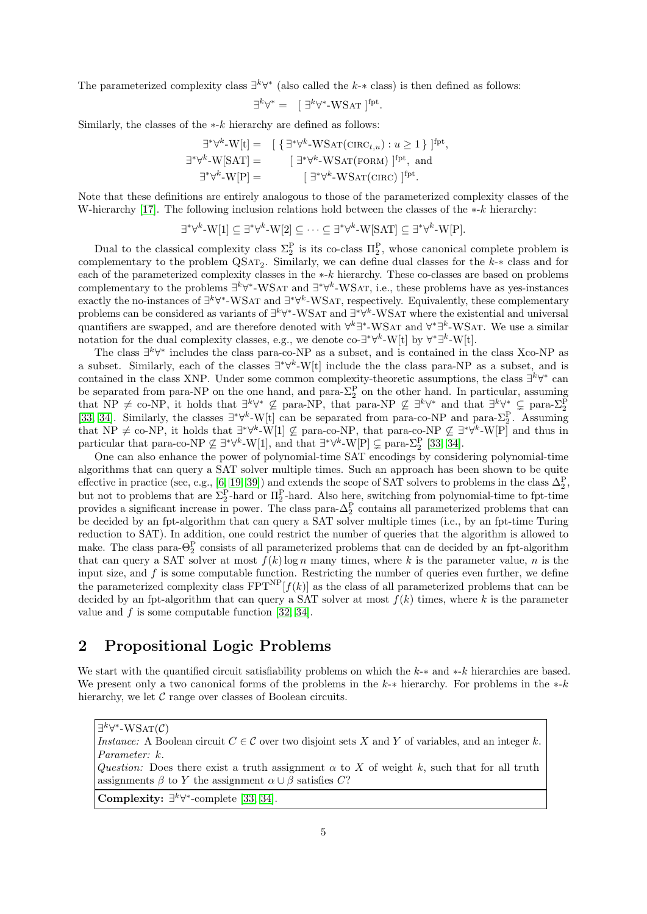The parameterized complexity $\exists^k\forall^*$ (also called the $k$-$*$ class) is then defined as follows:

$$\exists^k\forall^* = [\ \exists^k\forall^*\text{-WSAT}\ ]^{\text{fpt}}.$$

Similarly, the classes of the $*$-$k$ hierarchy are defined as follows:

$$\begin{aligned}
\exists^*\forall^k\text{-W[t]} &= [\ \{\ \exists^*\forall^k\text{-WSAT}(\text{CIRC}_{t,u}) : u \geq 1\ \}\ ]^{\text{fpt}}, \\
\exists^*\forall^k\text{-W[SAT]} &= [\ \exists^*\forall^k\text{-WSAT}(\text{FORM})\ ]^{\text{fpt}}, \text{ and} \\
\exists^*\forall^k\text{-W[P]} &= [\ \exists^*\forall^k\text{-WSAT}(\text{CIRC})\ ]^{\text{fpt}}.
\end{aligned}$$

Note that these definitions are entirely analogous to those of the parameterized complexity classes of the W-hierarchy [17]. The following inclusion relations hold between the classes of the $*$-$k$ hierarchy:

$$\exists^*\forall^k\text{-W[1]} \subseteq \exists^*\forall^k\text{-W[2]} \subseteq \cdots \subseteq \exists^*\forall^k\text{-W[SAT]} \subseteq \exists^*\forall^k\text{-W[P]}.$$

Dual to the classical complexity class $\Sigma_2^{\text{P}}$ is its co-class $\Pi_2^{\text{P}}$, whose canonical complete problem is complementary to the problem $\text{QSAT}_2$. Similarly, we can define dual classes for the $k$-$*$ class and for each of the parameterized complexity classes in the $*$-$k$ hierarchy. These co-classes are based on problems complementary to the problems $\exists^k\forall^*$-WSAT and $\exists^*\forall^k$-WSAT, i.e., these problems have as yes-instances exactly the no-instances of $\exists^k\forall^*$-WSAT and $\exists^*\forall^k$-WSAT, respectively. Equivalently, these complementary problems can be considered as variants of $\exists^k\forall^*$-WSAT and $\exists^*\forall^k$-WSAT where the existential and universal quantifiers are swapped, and are therefore denoted with $\forall^k\exists^*$-WSAT and $\forall^*\exists^k$-WSAT. We use a similar notation for the dual complexity classes, e.g., we denote co-$\exists^*\forall^k$-W[t] by $\forall^*\exists^k$-W[t].

The class $\exists^k\forall^*$ includes the class para-co-NP as a subset, and is contained in the class Xco-NP as a subset. Similarly, each of the classes $\exists^*\forall^k$-W[t] include the the class para-NP as a subset, and is contained in the class XNP. Under some common complexity-theoretic assumptions, the class $\exists^k\forall^*$ can be separated from para-NP on the one hand, and para-$\Sigma_2^{\text{P}}$ on the other hand. In particular, assuming that NP $\neq$ co-NP, it holds that $\exists^k\forall^* \not\subseteq$ para-NP, that para-NP $\not\subseteq \exists^k\forall^*$ and that $\exists^k\forall^* \subsetneq$ para-$\Sigma_2^{\text{P}}$ [33, 34]. Similarly, the classes $\exists^*\forall^k$-W[t] can be separated from para-co-NP and para-$\Sigma_2^{\text{P}}$. Assuming that NP $\neq$ co-NP, it holds that $\exists^*\forall^k$-W[1] $\not\subseteq$ para-co-NP, that para-co-NP $\not\subseteq \exists^*\forall^k$-W[P] and thus in particular that para-co-NP $\not\subseteq \exists^*\forall^k$-W[1], and that $\exists^*\forall^k$-W[P] $\subsetneq$ para-$\Sigma_2^{\text{P}}$ [33, 34].

One can also enhance the power of polynomial-time SAT encodings by considering polynomial-time algorithms that can query a SAT solver multiple times. Such an approach has been shown to be quite effective in practice (see, e.g., [6, 19, 39]) and extends the scope of SAT solvers to problems in the class $\Delta_2^{\text{P}}$, but not to problems that are $\Sigma_2^{\text{P}}$-hard or $\Pi_2^{\text{P}}$-hard. Also here, switching from polynomial-time to fpt-time provides a significant increase in power. The class para-$\Delta_2^{\text{P}}$ contains all parameterized problems that can be decided by an fpt-algorithm that can query a SAT solver multiple times (i.e., by an fpt-time Turing reduction to SAT). In addition, one could restrict the number of queries that the algorithm is allowed to make. The class para-$\Theta_2^{\text{P}}$ consists of all parameterized problems that can de decided by an fpt-algorithm that can query a SAT solver at most $f(k)\log n$ many times, where $k$ is the parameter value, $n$ is the input size, and $f$ is some computable function. Restricting the number of queries even further, we define the parameterized complexity class $\text{FPT}^{\text{NP}}[f(k)]$ as the class of all parameterized problems that can be decided by an fpt-algorithm that can query a SAT solver at most $f(k)$ times, where $k$ is the parameter value and $f$ is some computable function [32, 34].

## 2 Propositional Logic Problems

We start with the quantified circuit satisfiability problems on which the $k$-$*$ and $*$-$k$ hierarchies are based. We present only a two canonical forms of the problems in the $k$-$*$ hierarchy. For problems in the $*$-$k$ hierarchy, we let $\mathcal{C}$ range over classes of Boolean circuits.

$\exists^k\forall^*$-WSAT($\mathcal{C}$)

*Instance:* A Boolean circuit $C \in \mathcal{C}$ over two disjoint sets $X$ and $Y$ of variables, and an integer $k$.

*Parameter:* $k$.

*Question:* Does there exist a truth assignment $\alpha$ to $X$ of weight $k$, such that for all truth assignments $\beta$ to $Y$ the assignment $\alpha \cup \beta$ satisfies $C$?

**Complexity:** $\exists^k\forall^*$-complete [33, 34].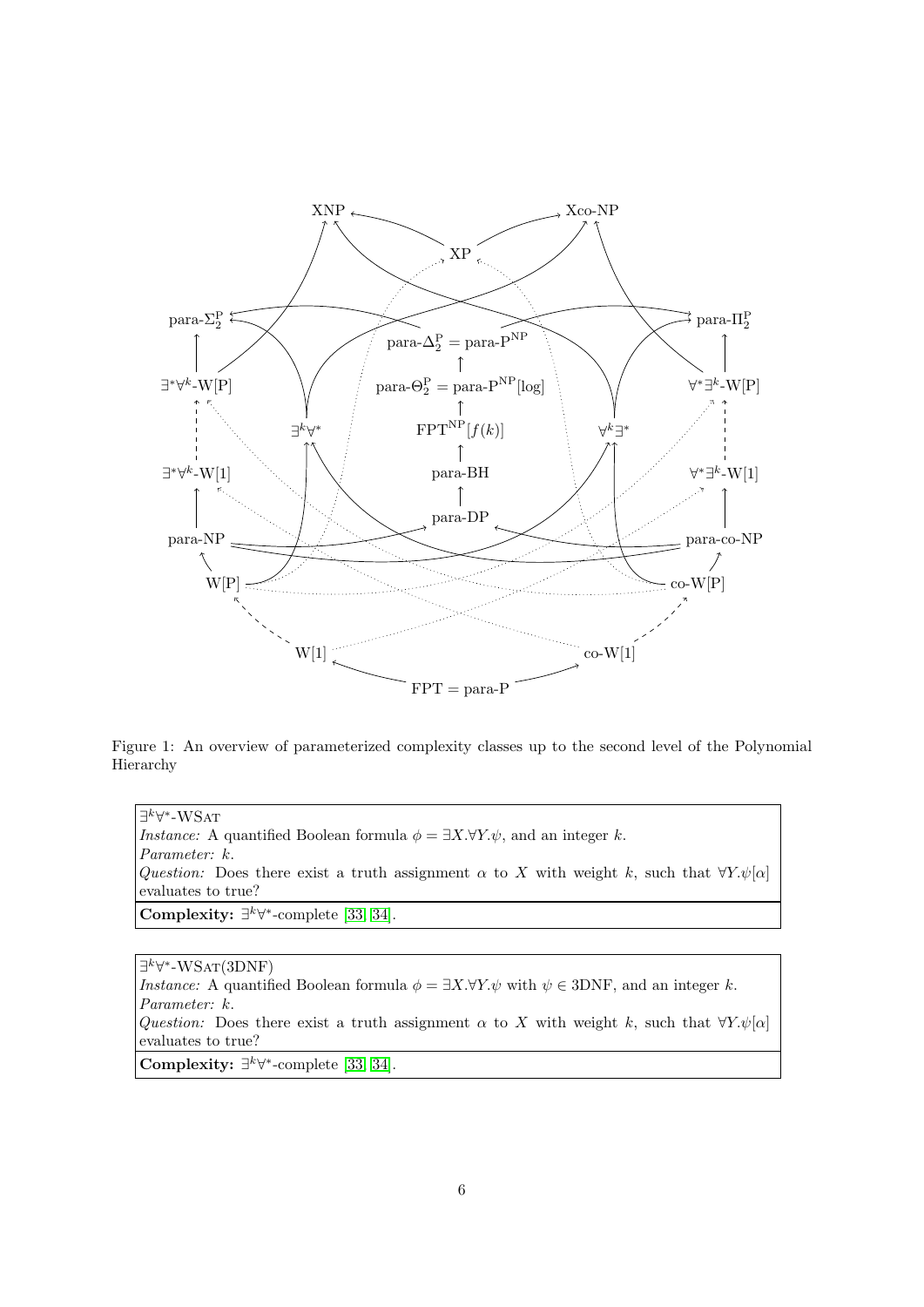Figure 1: An overview of parameterized complexity classes up to the second level of the Polynomial Hierarchy

$\exists^k\forall^*$-WSat
*Instance:* A quantified Boolean formula $\phi = \exists X.\forall Y.\psi$, and an integer $k$.
*Parameter:* $k$.
*Question:* Does there exist a truth assignment $\alpha$ to $X$ with weight $k$, such that $\forall Y.\psi[\alpha]$ evaluates to true?

**Complexity:** $\exists^k\forall^*$-complete [33, 34].

$\exists^k\forall^*$-WSat(3DNF)
*Instance:* A quantified Boolean formula $\phi = \exists X.\forall Y.\psi$ with $\psi \in$ 3DNF, and an integer $k$.
*Parameter:* $k$.
*Question:* Does there exist a truth assignment $\alpha$ to $X$ with weight $k$, such that $\forall Y.\psi[\alpha]$ evaluates to true?

**Complexity:** $\exists^k\forall^*$-complete [33, 34].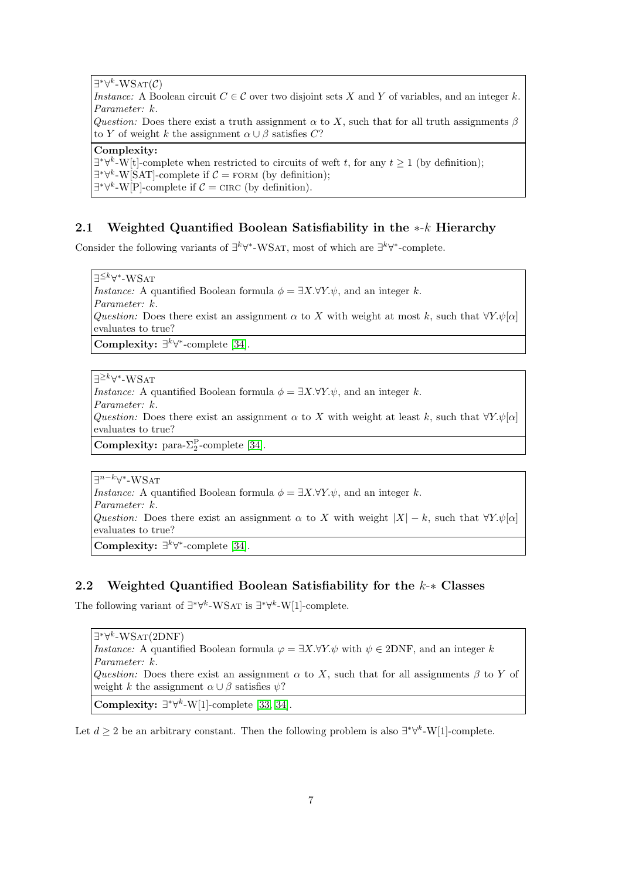$\exists^*\forall^k$-WSAT($\mathcal{C}$)
*Instance:* A Boolean circuit $C \in \mathcal{C}$ over two disjoint sets $X$ and $Y$ of variables, and an integer $k$.
*Parameter:* $k$.
*Question:* Does there exist a truth assignment $\alpha$ to $X$, such that for all truth assignments $\beta$ to $Y$ of weight $k$ the assignment $\alpha \cup \beta$ satisfies $C$?

**Complexity:**
$\exists^*\forall^k$-W[t]-complete when restricted to circuits of weft $t$, for any $t \geq 1$ (by definition);
$\exists^*\forall^k$-W[SAT]-complete if $\mathcal{C} = \text{FORM}$ (by definition);
$\exists^*\forall^k$-W[P]-complete if $\mathcal{C} = \text{CIRC}$ (by definition).

## 2.1 Weighted Quantified Boolean Satisfiability in the $*$-$k$ Hierarchy

Consider the following variants of $\exists^k\forall^*$-WSAT, most of which are $\exists^k\forall^*$-complete.

$\exists^{\leq k}\forall^*$-WSAT
*Instance:* A quantified Boolean formula $\phi = \exists X.\forall Y.\psi$, and an integer $k$.
*Parameter:* $k$.
*Question:* Does there exist an assignment $\alpha$ to $X$ with weight at most $k$, such that $\forall Y.\psi[\alpha]$ evaluates to true?

**Complexity:** $\exists^k\forall^*$-complete [34].

$\exists^{\geq k}\forall^*$-WSAT
*Instance:* A quantified Boolean formula $\phi = \exists X.\forall Y.\psi$, and an integer $k$.
*Parameter:* $k$.
*Question:* Does there exist an assignment $\alpha$ to $X$ with weight at least $k$, such that $\forall Y.\psi[\alpha]$ evaluates to true?

**Complexity:** para-$\Sigma_2^{\text{P}}$-complete [34].

$\exists^{n-k}\forall^*$-WSAT
*Instance:* A quantified Boolean formula $\phi = \exists X.\forall Y.\psi$, and an integer $k$.
*Parameter:* $k$.
*Question:* Does there exist an assignment $\alpha$ to $X$ with weight $|X| - k$, such that $\forall Y.\psi[\alpha]$ evaluates to true?

**Complexity:** $\exists^k\forall^*$-complete [34].

## 2.2 Weighted Quantified Boolean Satisfiability for the $k$-$*$ Classes

The following variant of $\exists^*\forall^k$-WSAT is $\exists^*\forall^k$-W[1]-complete.

$\exists^*\forall^k$-WSAT(2DNF)
*Instance:* A quantified Boolean formula $\varphi = \exists X.\forall Y.\psi$ with $\psi \in$ 2DNF, and an integer $k$
*Parameter:* $k$.
*Question:* Does there exist an assignment $\alpha$ to $X$, such that for all assignments $\beta$ to $Y$ of weight $k$ the assignment $\alpha \cup \beta$ satisfies $\psi$?

**Complexity:** $\exists^*\forall^k$-W[1]-complete [33, 34].

Let $d \geq 2$ be an arbitrary constant. Then the following problem is also $\exists^*\forall^k$-W[1]-complete.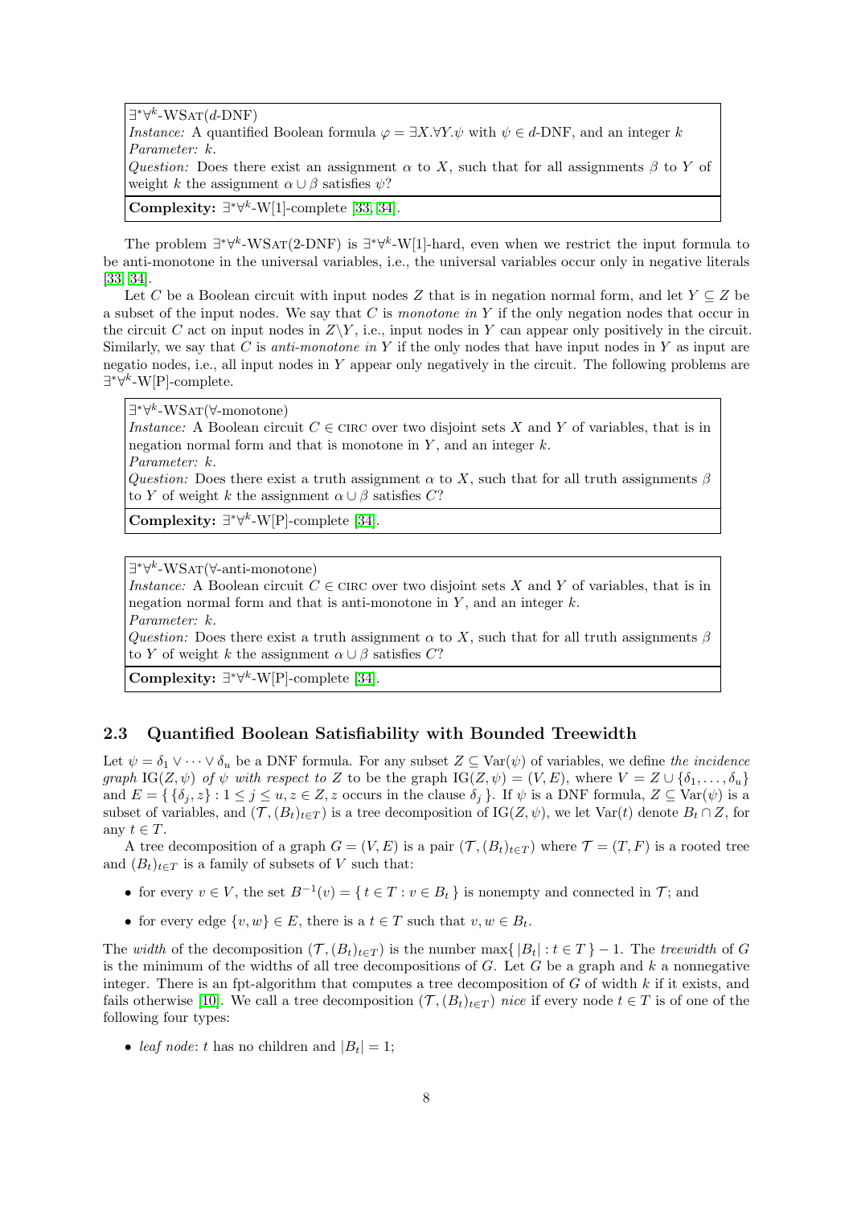$\exists^*\forall^k$-WSat($d$-DNF)
*Instance:* A quantified Boolean formula $\varphi = \exists X.\forall Y.\psi$ with $\psi \in d$-DNF, and an integer $k$
*Parameter:* $k$.
*Question:* Does there exist an assignment $\alpha$ to $X$, such that for all assignments $\beta$ to $Y$ of weight $k$ the assignment $\alpha \cup \beta$ satisfies $\psi$?

**Complexity:** $\exists^*\forall^k$-W[1]-complete [33, 34].

The problem $\exists^*\forall^k$-WSat(2-DNF) is $\exists^*\forall^k$-W[1]-hard, even when we restrict the input formula to be anti-monotone in the universal variables, i.e., the universal variables occur only in negative literals [33, 34].

Let $C$ be a Boolean circuit with input nodes $Z$ that is in negation normal form, and let $Y \subseteq Z$ be a subset of the input nodes. We say that $C$ is *monotone in* $Y$ if the only negation nodes that occur in the circuit $C$ act on input nodes in $Z \backslash Y$, i.e., input nodes in $Y$ can appear only positively in the circuit. Similarly, we say that $C$ is *anti-monotone in* $Y$ if the only nodes that have input nodes in $Y$ as input are negatio nodes, i.e., all input nodes in $Y$ appear only negatively in the circuit. The following problems are $\exists^*\forall^k$-W[P]-complete.

$\exists^*\forall^k$-WSat($\forall$-monotone)
*Instance:* A Boolean circuit $C \in$ circ over two disjoint sets $X$ and $Y$ of variables, that is in negation normal form and that is monotone in $Y$, and an integer $k$.
*Parameter:* $k$.
*Question:* Does there exist a truth assignment $\alpha$ to $X$, such that for all truth assignments $\beta$ to $Y$ of weight $k$ the assignment $\alpha \cup \beta$ satisfies $C$?

**Complexity:** $\exists^*\forall^k$-W[P]-complete [34].

$\exists^*\forall^k$-WSat($\forall$-anti-monotone)
*Instance:* A Boolean circuit $C \in$ circ over two disjoint sets $X$ and $Y$ of variables, that is in negation normal form and that is anti-monotone in $Y$, and an integer $k$.
*Parameter:* $k$.
*Question:* Does there exist a truth assignment $\alpha$ to $X$, such that for all truth assignments $\beta$ to $Y$ of weight $k$ the assignment $\alpha \cup \beta$ satisfies $C$?

**Complexity:** $\exists^*\forall^k$-W[P]-complete [34].

### 2.3 Quantified Boolean Satisfiability with Bounded Treewidth

Let $\psi = \delta_1 \vee \cdots \vee \delta_u$ be a DNF formula. For any subset $Z \subseteq \text{Var}(\psi)$ of variables, we define *the incidence graph* $\text{IG}(Z, \psi)$ *of* $\psi$ *with respect to* $Z$ to be the graph $\text{IG}(Z, \psi) = (V, E)$, where $V = Z \cup \{\delta_1, \dots, \delta_u\}$ and $E = \{\{\delta_j, z\} : 1 \leq j \leq u, z \in Z, z \text{ occurs in the clause } \delta_j\}$. If $\psi$ is a DNF formula, $Z \subseteq \text{Var}(\psi)$ is a subset of variables, and $(\mathcal{T}, (B_t)_{t \in T})$ is a tree decomposition of $\text{IG}(Z, \psi)$, we let $\text{Var}(t)$ denote $B_t \cap Z$, for any $t \in T$.

A tree decomposition of a graph $G = (V, E)$ is a pair $(\mathcal{T}, (B_t)_{t \in T})$ where $\mathcal{T} = (T, F)$ is a rooted tree and $(B_t)_{t \in T}$ is a family of subsets of $V$ such that:

- for every $v \in V$, the set $B^{-1}(v) = \{ t \in T : v \in B_t \}$ is nonempty and connected in $\mathcal{T}$; and
- for every edge $\{v, w\} \in E$, there is a $t \in T$ such that $v, w \in B_t$.

The *width* of the decomposition $(\mathcal{T}, (B_t)_{t \in T})$ is the number $\max\{ |B_t| : t \in T \} - 1$. The *treewidth* of $G$ is the minimum of the widths of all tree decompositions of $G$. Let $G$ be a graph and $k$ a nonnegative integer. There is an fpt-algorithm that computes a tree decomposition of $G$ of width $k$ if it exists, and fails otherwise [10]. We call a tree decomposition $(\mathcal{T}, (B_t)_{t \in T})$ *nice* if every node $t \in T$ is of one of the following four types:

- *leaf node*: $t$ has no children and $|B_t| = 1$;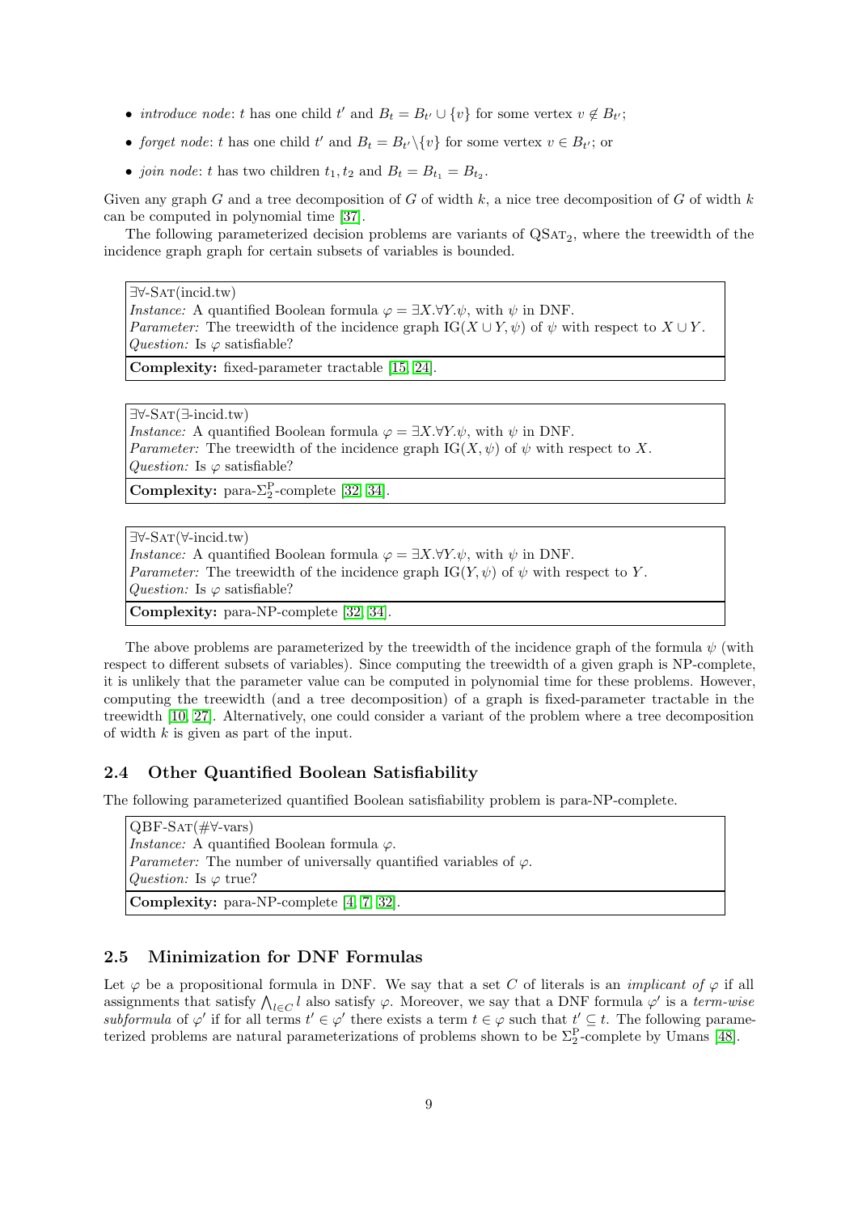- *introduce node*: $t$ has one child $t'$ and $B_t = B_{t'} \cup \{v\}$ for some vertex $v \notin B_{t'}$;
- *forget node*: $t$ has one child $t'$ and $B_t = B_{t'} \backslash \{v\}$ for some vertex $v \in B_{t'}$; or
- *join node*: $t$ has two children $t_1, t_2$ and $B_t = B_{t_1} = B_{t_2}$.

Given any graph $G$ and a tree decomposition of $G$ of width $k$, a nice tree decomposition of $G$ of width $k$ can be computed in polynomial time [37].

The following parameterized decision problems are variants of $\text{QSAT}_2$, where the treewidth of the incidence graph graph for certain subsets of variables is bounded.

> $\exists\forall$-SAT(incid.tw)
> *Instance:* A quantified Boolean formula $\varphi = \exists X.\forall Y.\psi$, with $\psi$ in DNF.
> *Parameter:* The treewidth of the incidence graph $\text{IG}(X \cup Y, \psi)$ of $\psi$ with respect to $X \cup Y$.
> *Question:* Is $\varphi$ satisfiable?
>
> **Complexity:** fixed-parameter tractable [15, 24].

> $\exists\forall$-SAT($\exists$-incid.tw)
> *Instance:* A quantified Boolean formula $\varphi = \exists X.\forall Y.\psi$, with $\psi$ in DNF.
> *Parameter:* The treewidth of the incidence graph $\text{IG}(X, \psi)$ of $\psi$ with respect to $X$.
> *Question:* Is $\varphi$ satisfiable?
>
> **Complexity:** para-$\Sigma_2^{\text{P}}$-complete [32, 34].

> $\exists\forall$-SAT($\forall$-incid.tw)
> *Instance:* A quantified Boolean formula $\varphi = \exists X.\forall Y.\psi$, with $\psi$ in DNF.
> *Parameter:* The treewidth of the incidence graph $\text{IG}(Y, \psi)$ of $\psi$ with respect to $Y$.
> *Question:* Is $\varphi$ satisfiable?
>
> **Complexity:** para-NP-complete [32, 34].

The above problems are parameterized by the treewidth of the incidence graph of the formula $\psi$ (with respect to different subsets of variables). Since computing the treewidth of a given graph is NP-complete, it is unlikely that the parameter value can be computed in polynomial time for these problems. However, computing the treewidth (and a tree decomposition) of a graph is fixed-parameter tractable in the treewidth [10, 27]. Alternatively, one could consider a variant of the problem where a tree decomposition of width $k$ is given as part of the input.

## 2.4 Other Quantified Boolean Satisfiability

The following parameterized quantified Boolean satisfiability problem is para-NP-complete.

> QBF-SAT(#$\forall$-vars)
> *Instance:* A quantified Boolean formula $\varphi$.
> *Parameter:* The number of universally quantified variables of $\varphi$.
> *Question:* Is $\varphi$ true?
>
> **Complexity:** para-NP-complete [4, 7, 32].

## 2.5 Minimization for DNF Formulas

Let $\varphi$ be a propositional formula in DNF. We say that a set $C$ of literals is an *implicant of* $\varphi$ if all assignments that satisfy $\bigwedge_{l \in C} l$ also satisfy $\varphi$. Moreover, we say that a DNF formula $\varphi'$ is a *term-wise subformula* of $\varphi'$ if for all terms $t' \in \varphi'$ there exists a term $t \in \varphi$ such that $t' \subseteq t$. The following parameterized problems are natural parameterizations of problems shown to be $\Sigma_2^{\text{P}}$-complete by Umans [48].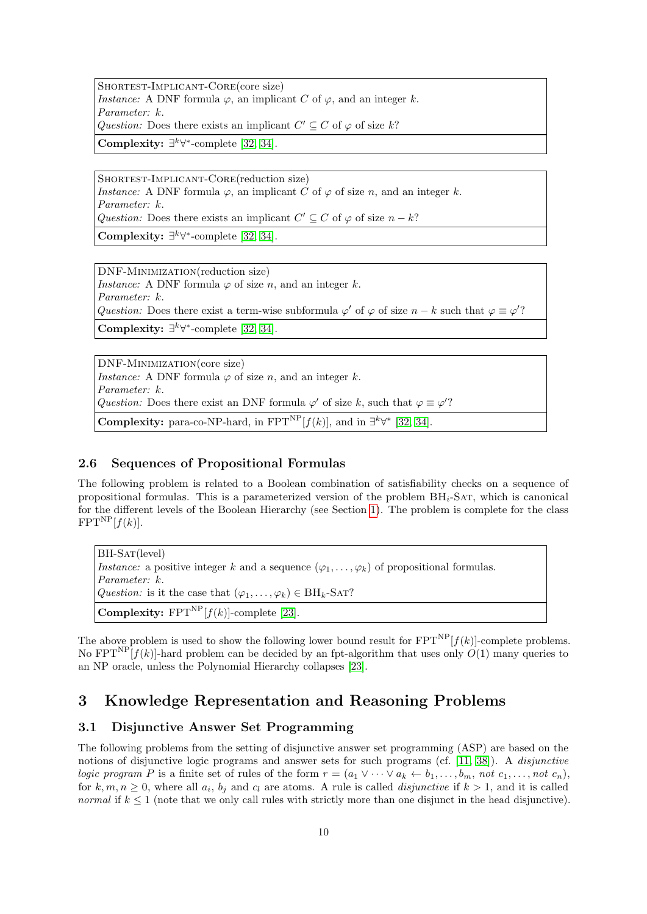SHORTEST-IMPLICANT-CORE(core size)
*Instance:* A DNF formula $\varphi$, an implicant $C$ of $\varphi$, and an integer $k$.
*Parameter:* $k$.
*Question:* Does there exists an implicant $C' \subseteq C$ of $\varphi$ of size $k$?

**Complexity:** $\exists^k\forall^*$-complete [32, 34].

SHORTEST-IMPLICANT-CORE(reduction size)
*Instance:* A DNF formula $\varphi$, an implicant $C$ of $\varphi$ of size $n$, and an integer $k$.
*Parameter:* $k$.
*Question:* Does there exists an implicant $C' \subseteq C$ of $\varphi$ of size $n-k$?

**Complexity:** $\exists^k\forall^*$-complete [32, 34].

DNF-MINIMIZATION(reduction size)
*Instance:* A DNF formula $\varphi$ of size $n$, and an integer $k$.
*Parameter:* $k$.
*Question:* Does there exist a term-wise subformula $\varphi'$ of $\varphi$ of size $n-k$ such that $\varphi \equiv \varphi'$?

**Complexity:** $\exists^k\forall^*$-complete [32, 34].

DNF-MINIMIZATION(core size)
*Instance:* A DNF formula $\varphi$ of size $n$, and an integer $k$.
*Parameter:* $k$.
*Question:* Does there exist an DNF formula $\varphi'$ of size $k$, such that $\varphi \equiv \varphi'$?

**Complexity:** para-co-NP-hard, in $\text{FPT}^{\text{NP}}[f(k)]$, and in $\exists^k\forall^*$ [32, 34].

### 2.6 Sequences of Propositional Formulas

The following problem is related to a Boolean combination of satisfiability checks on a sequence of propositional formulas. This is a parameterized version of the problem $\text{BH}_i$-SAT, which is canonical for the different levels of the Boolean Hierarchy (see Section 1). The problem is complete for the class $\text{FPT}^{\text{NP}}[f(k)]$.

BH-SAT(level)
*Instance:* a positive integer $k$ and a sequence $(\varphi_1, \dots, \varphi_k)$ of propositional formulas.
*Parameter:* $k$.
*Question:* is it the case that $(\varphi_1, \dots, \varphi_k) \in \text{BH}_k$-SAT?

**Complexity:** $\text{FPT}^{\text{NP}}[f(k)]$-complete [23].

The above problem is used to show the following lower bound result for $\text{FPT}^{\text{NP}}[f(k)]$-complete problems. No $\text{FPT}^{\text{NP}}[f(k)]$-hard problem can be decided by an fpt-algorithm that uses only $O(1)$ many queries to an NP oracle, unless the Polynomial Hierarchy collapses [23].

## 3 Knowledge Representation and Reasoning Problems

### 3.1 Disjunctive Answer Set Programming

The following problems from the setting of disjunctive answer set programming (ASP) are based on the notions of disjunctive logic programs and answer sets for such programs (cf. [11, 38]). A *disjunctive logic program* $P$ is a finite set of rules of the form $r = (a_1 \vee \dots \vee a_k \leftarrow b_1, \dots, b_m, \textit{not } c_1, \dots, \textit{not } c_n)$, for $k, m, n \geq 0$, where all $a_i$, $b_j$ and $c_l$ are atoms. A rule is called *disjunctive* if $k > 1$, and it is called *normal* if $k \leq 1$ (note that we only call rules with strictly more than one disjunct in the head disjunctive).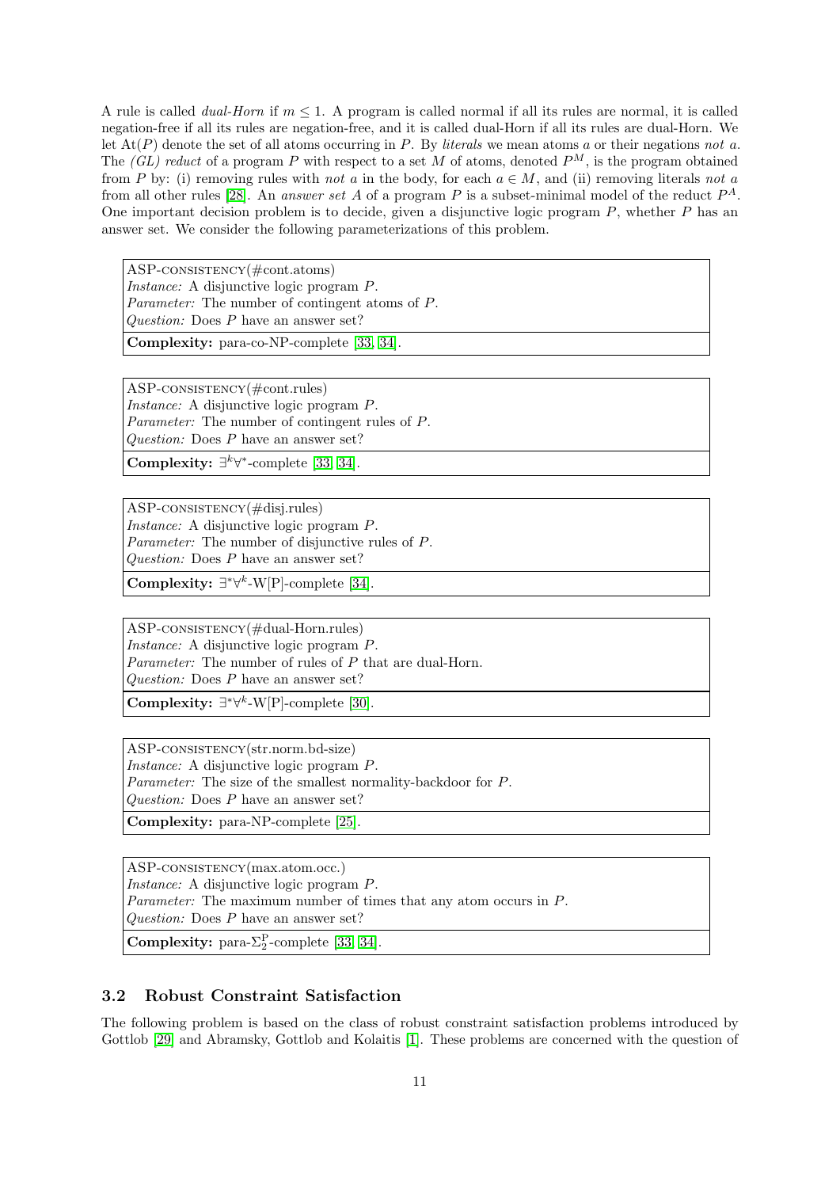A rule is called *dual-Horn* if $m \leq 1$. A program is called normal if all its rules are normal, it is called negation-free if all its rules are negation-free, and it is called dual-Horn if all its rules are dual-Horn. We let $\text{At}(P)$ denote the set of all atoms occurring in $P$. By *literals* we mean atoms $a$ or their negations *not* $a$. The *(GL) reduct* of a program $P$ with respect to a set $M$ of atoms, denoted $P^M$, is the program obtained from $P$ by: (i) removing rules with *not* $a$ in the body, for each $a \in M$, and (ii) removing literals *not* $a$ from all other rules [28]. An *answer set* $A$ of a program $P$ is a subset-minimal model of the reduct $P^A$. One important decision problem is to decide, given a disjunctive logic program $P$, whether $P$ has an answer set. We consider the following parameterizations of this problem.

ASP-CONSISTENCY(#cont.atoms)
*Instance:* A disjunctive logic program $P$.
*Parameter:* The number of contingent atoms of $P$.
*Question:* Does $P$ have an answer set?
**Complexity:** para-co-NP-complete [33, 34].

ASP-CONSISTENCY(#cont.rules)
*Instance:* A disjunctive logic program $P$.
*Parameter:* The number of contingent rules of $P$.
*Question:* Does $P$ have an answer set?
**Complexity:** $\exists^k\forall^*$-complete [33, 34].

ASP-CONSISTENCY(#disj.rules)
*Instance:* A disjunctive logic program $P$.
*Parameter:* The number of disjunctive rules of $P$.
*Question:* Does $P$ have an answer set?
**Complexity:** $\exists^*\forall^k$-W[P]-complete [34].

ASP-CONSISTENCY(#dual-Horn.rules)
*Instance:* A disjunctive logic program $P$.
*Parameter:* The number of rules of $P$ that are dual-Horn.
*Question:* Does $P$ have an answer set?
**Complexity:** $\exists^*\forall^k$-W[P]-complete [30].

ASP-CONSISTENCY(str.norm.bd-size)
*Instance:* A disjunctive logic program $P$.
*Parameter:* The size of the smallest normality-backdoor for $P$.
*Question:* Does $P$ have an answer set?
**Complexity:** para-NP-complete [25].

ASP-CONSISTENCY(max.atom.occ.)
*Instance:* A disjunctive logic program $P$.
*Parameter:* The maximum number of times that any atom occurs in $P$.
*Question:* Does $P$ have an answer set?
**Complexity:** para-$\Sigma_2^{\text{P}}$-complete [33, 34].

## 3.2 Robust Constraint Satisfaction

The following problem is based on the class of robust constraint satisfaction problems introduced by Gottlob [29] and Abramsky, Gottlob and Kolaitis [1]. These problems are concerned with the question of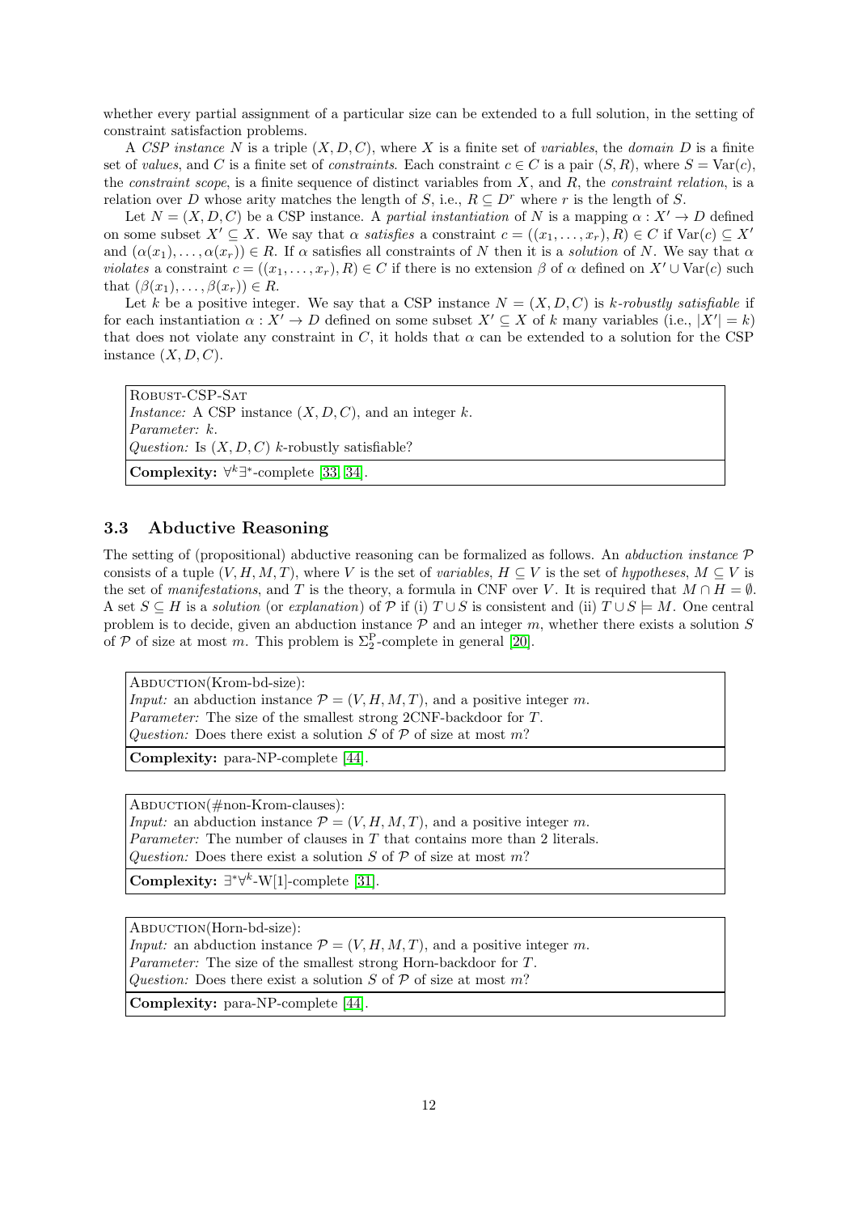whether every partial assignment of a particular size can be extended to a full solution, in the setting of constraint satisfaction problems.

A *CSP instance* $N$ is a triple $(X, D, C)$, where $X$ is a finite set of *variables*, the *domain* $D$ is a finite set of *values*, and $C$ is a finite set of *constraints*. Each constraint $c \in C$ is a pair $(S, R)$, where $S = \text{Var}(c)$, the *constraint scope*, is a finite sequence of distinct variables from $X$, and $R$, the *constraint relation*, is a relation over $D$ whose arity matches the length of $S$, i.e., $R \subseteq D^r$ where $r$ is the length of $S$.

Let $N = (X, D, C)$ be a CSP instance. A *partial instantiation* of $N$ is a mapping $\alpha : X' \to D$ defined on some subset $X' \subseteq X$. We say that $\alpha$ *satisfies* a constraint $c = ((x_1, \ldots, x_r), R) \in C$ if $\text{Var}(c) \subseteq X'$ and $(\alpha(x_1), \ldots, \alpha(x_r)) \in R$. If $\alpha$ satisfies all constraints of $N$ then it is a *solution* of $N$. We say that $\alpha$ *violates* a constraint $c = ((x_1, \ldots, x_r), R) \in C$ if there is no extension $\beta$ of $\alpha$ defined on $X' \cup \text{Var}(c)$ such that $(\beta(x_1), \ldots, \beta(x_r)) \in R$.

Let $k$ be a positive integer. We say that a CSP instance $N = (X, D, C)$ is *k-robustly satisfiable* if for each instantiation $\alpha : X' \to D$ defined on some subset $X' \subseteq X$ of $k$ many variables (i.e., $|X'| = k$) that does not violate any constraint in $C$, it holds that $\alpha$ can be extended to a solution for the CSP instance $(X, D, C)$.

| Robust-CSP-Sat |
|---|
| *Instance:* A CSP instance $(X, D, C)$, and an integer $k$. <br> *Parameter:* $k$. <br> *Question:* Is $(X, D, C)$ $k$-robustly satisfiable? |
| **Complexity:** $\forall^k\exists^*$-complete [33, 34]. |

### 3.3 Abductive Reasoning

The setting of (propositional) abductive reasoning can be formalized as follows. An *abduction instance* $\mathcal{P}$ consists of a tuple $(V, H, M, T)$, where $V$ is the set of *variables*, $H \subseteq V$ is the set of *hypotheses*, $M \subseteq V$ is the set of *manifestations*, and $T$ is the theory, a formula in CNF over $V$. It is required that $M \cap H = \emptyset$. A set $S \subseteq H$ is a *solution* (or *explanation*) of $\mathcal{P}$ if (i) $T \cup S$ is consistent and (ii) $T \cup S \models M$. One central problem is to decide, given an abduction instance $\mathcal{P}$ and an integer $m$, whether there exists a solution $S$ of $\mathcal{P}$ of size at most $m$. This problem is $\Sigma_2^{\text{P}}$-complete in general [20].

| Abduction(Krom-bd-size): |
|---|
| *Input:* an abduction instance $\mathcal{P} = (V, H, M, T)$, and a positive integer $m$. <br> *Parameter:* The size of the smallest strong 2CNF-backdoor for $T$. <br> *Question:* Does there exist a solution $S$ of $\mathcal{P}$ of size at most $m$? |
| **Complexity:** para-NP-complete [44]. |

| Abduction(#non-Krom-clauses): |
|---|
| *Input:* an abduction instance $\mathcal{P} = (V, H, M, T)$, and a positive integer $m$. <br> *Parameter:* The number of clauses in $T$ that contains more than 2 literals. <br> *Question:* Does there exist a solution $S$ of $\mathcal{P}$ of size at most $m$? |
| **Complexity:** $\exists^*\forall^k$-W[1]-complete [31]. |

| Abduction(Horn-bd-size): |
|---|
| *Input:* an abduction instance $\mathcal{P} = (V, H, M, T)$, and a positive integer $m$. <br> *Parameter:* The size of the smallest strong Horn-backdoor for $T$. <br> *Question:* Does there exist a solution $S$ of $\mathcal{P}$ of size at most $m$? |
| **Complexity:** para-NP-complete [44]. |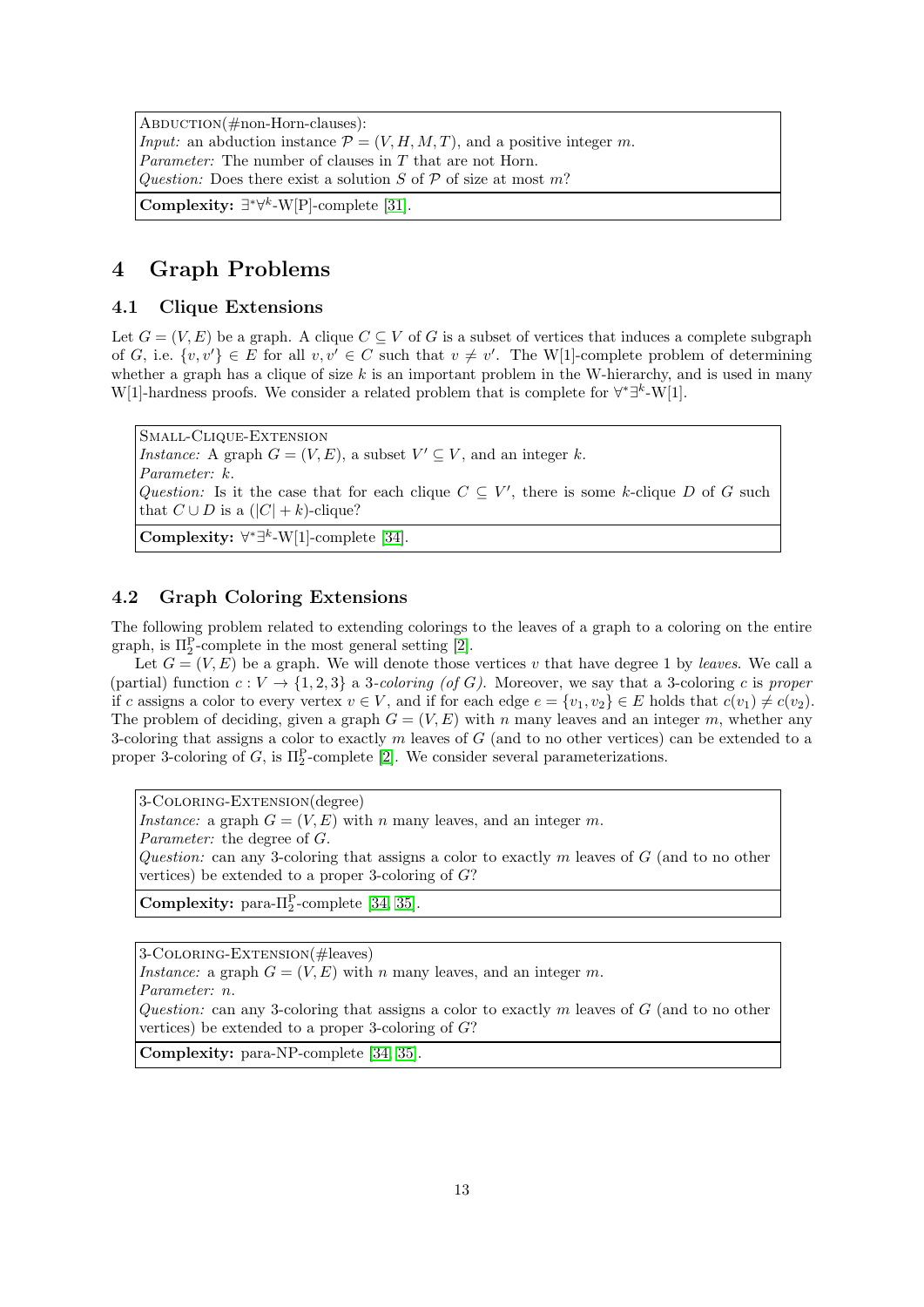Abduction(#non-Horn-clauses):
*Input:* an abduction instance $\mathcal{P} = (V, H, M, T)$, and a positive integer $m$.
*Parameter:* The number of clauses in $T$ that are not Horn.
*Question:* Does there exist a solution $S$ of $\mathcal{P}$ of size at most $m$?

**Complexity:** $\exists^*\forall^k$-W[P]-complete [31].

# 4 Graph Problems

## 4.1 Clique Extensions

Let $G = (V, E)$ be a graph. A clique $C \subseteq V$ of $G$ is a subset of vertices that induces a complete subgraph of $G$, i.e. $\{v, v'\} \in E$ for all $v, v' \in C$ such that $v \neq v'$. The W[1]-complete problem of determining whether a graph has a clique of size $k$ is an important problem in the W-hierarchy, and is used in many W[1]-hardness proofs. We consider a related problem that is complete for $\forall^*\exists^k$-W[1].

Small-Clique-Extension
*Instance:* A graph $G = (V, E)$, a subset $V' \subseteq V$, and an integer $k$.
*Parameter:* $k$.
*Question:* Is it the case that for each clique $C \subseteq V'$, there is some $k$-clique $D$ of $G$ such that $C \cup D$ is a $(|C| + k)$-clique?

**Complexity:** $\forall^*\exists^k$-W[1]-complete [34].

## 4.2 Graph Coloring Extensions

The following problem related to extending colorings to the leaves of a graph to a coloring on the entire graph, is $\Pi_2^{\mathrm{P}}$-complete in the most general setting [2].

Let $G = (V, E)$ be a graph. We will denote those vertices $v$ that have degree 1 by *leaves*. We call a (partial) function $c : V \to \{1, 2, 3\}$ a *3-coloring (of G)*. Moreover, we say that a 3-coloring $c$ is *proper* if $c$ assigns a color to every vertex $v \in V$, and if for each edge $e = \{v_1, v_2\} \in E$ holds that $c(v_1) \neq c(v_2)$. The problem of deciding, given a graph $G = (V, E)$ with $n$ many leaves and an integer $m$, whether any 3-coloring that assigns a color to exactly $m$ leaves of $G$ (and to no other vertices) can be extended to a proper 3-coloring of $G$, is $\Pi_2^{\mathrm{P}}$-complete [2]. We consider several parameterizations.

3-Coloring-Extension(degree)
*Instance:* a graph $G = (V, E)$ with $n$ many leaves, and an integer $m$.
*Parameter:* the degree of $G$.
*Question:* can any 3-coloring that assigns a color to exactly $m$ leaves of $G$ (and to no other vertices) be extended to a proper 3-coloring of $G$?

**Complexity:** para-$\Pi_2^{\mathrm{P}}$-complete [34, 35].

3-Coloring-Extension(#leaves)
*Instance:* a graph $G = (V, E)$ with $n$ many leaves, and an integer $m$.
*Parameter:* $n$.
*Question:* can any 3-coloring that assigns a color to exactly $m$ leaves of $G$ (and to no other vertices) be extended to a proper 3-coloring of $G$?

**Complexity:** para-NP-complete [34, 35].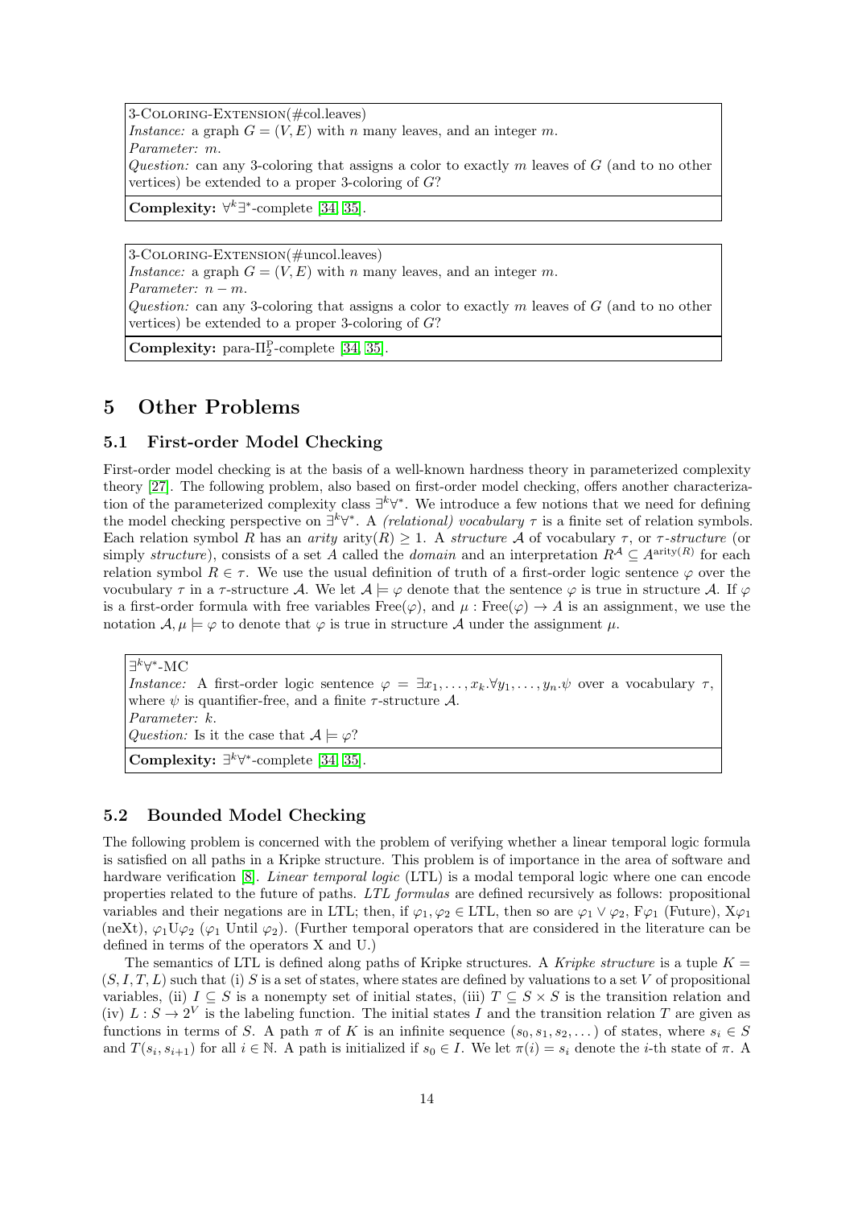3-Coloring-Extension(#col.leaves)
*Instance:* a graph $G = (V, E)$ with $n$ many leaves, and an integer $m$.
*Parameter:* $m$.
*Question:* can any 3-coloring that assigns a color to exactly $m$ leaves of $G$ (and to no other vertices) be extended to a proper 3-coloring of $G$?

**Complexity:** $\forall^k\exists^*$-complete [34, 35].

3-Coloring-Extension(#uncol.leaves)
*Instance:* a graph $G = (V, E)$ with $n$ many leaves, and an integer $m$.
*Parameter:* $n - m$.
*Question:* can any 3-coloring that assigns a color to exactly $m$ leaves of $G$ (and to no other vertices) be extended to a proper 3-coloring of $G$?

**Complexity:** para-$\Pi_2^{\mathrm{P}}$-complete [34, 35].

## 5 Other Problems

### 5.1 First-order Model Checking

First-order model checking is at the basis of a well-known hardness theory in parameterized complexity theory [27]. The following problem, also based on first-order model checking, offers another characterization of the parameterized complexity class $\exists^k\forall^*$. We introduce a few notions that we need for defining the model checking perspective on $\exists^k\forall^*$. A *(relational) vocabulary* $\tau$ is a finite set of relation symbols. Each relation symbol $R$ has an *arity* $\mathrm{arity}(R) \geq 1$. A *structure* $\mathcal{A}$ of vocabulary $\tau$, or $\tau$*-structure* (or simply *structure*), consists of a set $A$ called the *domain* and an interpretation $R^{\mathcal{A}} \subseteq A^{\mathrm{arity}(R)}$ for each relation symbol $R \in \tau$. We use the usual definition of truth of a first-order logic sentence $\varphi$ over the vocubulary $\tau$ in a $\tau$-structure $\mathcal{A}$. We let $\mathcal{A} \models \varphi$ denote that the sentence $\varphi$ is true in structure $\mathcal{A}$. If $\varphi$ is a first-order formula with free variables $\mathrm{Free}(\varphi)$, and $\mu : \mathrm{Free}(\varphi) \to A$ is an assignment, we use the notation $\mathcal{A}, \mu \models \varphi$ to denote that $\varphi$ is true in structure $\mathcal{A}$ under the assignment $\mu$.

$\exists^k\forall^*$-MC
*Instance:* A first-order logic sentence $\varphi = \exists x_1, \dots, x_k.\forall y_1, \dots, y_n.\psi$ over a vocabulary $\tau$, where $\psi$ is quantifier-free, and a finite $\tau$-structure $\mathcal{A}$.
*Parameter:* $k$.
*Question:* Is it the case that $\mathcal{A} \models \varphi$?

**Complexity:** $\exists^k\forall^*$-complete [34, 35].

### 5.2 Bounded Model Checking

The following problem is concerned with the problem of verifying whether a linear temporal logic formula is satisfied on all paths in a Kripke structure. This problem is of importance in the area of software and hardware verification [8]. *Linear temporal logic* (LTL) is a modal temporal logic where one can encode properties related to the future of paths. *LTL formulas* are defined recursively as follows: propositional variables and their negations are in LTL; then, if $\varphi_1, \varphi_2 \in \mathrm{LTL}$, then so are $\varphi_1 \vee \varphi_2$, $\mathrm{F}\varphi_1$ (Future), $\mathrm{X}\varphi_1$ (neXt), $\varphi_1 \mathrm{U} \varphi_2$ ($\varphi_1$ Until $\varphi_2$). (Further temporal operators that are considered in the literature can be defined in terms of the operators X and U.)

The semantics of LTL is defined along paths of Kripke structures. A *Kripke structure* is a tuple $K = (S, I, T, L)$ such that (i) $S$ is a set of states, where states are defined by valuations to a set $V$ of propositional variables, (ii) $I \subseteq S$ is a nonempty set of initial states, (iii) $T \subseteq S \times S$ is the transition relation and (iv) $L : S \to 2^V$ is the labeling function. The initial states $I$ and the transition relation $T$ are given as functions in terms of $S$. A path $\pi$ of $K$ is an infinite sequence $(s_0, s_1, s_2, \dots)$ of states, where $s_i \in S$ and $T(s_i, s_{i+1})$ for all $i \in \mathbb{N}$. A path is initialized if $s_0 \in I$. We let $\pi(i) = s_i$ denote the $i$-th state of $\pi$. A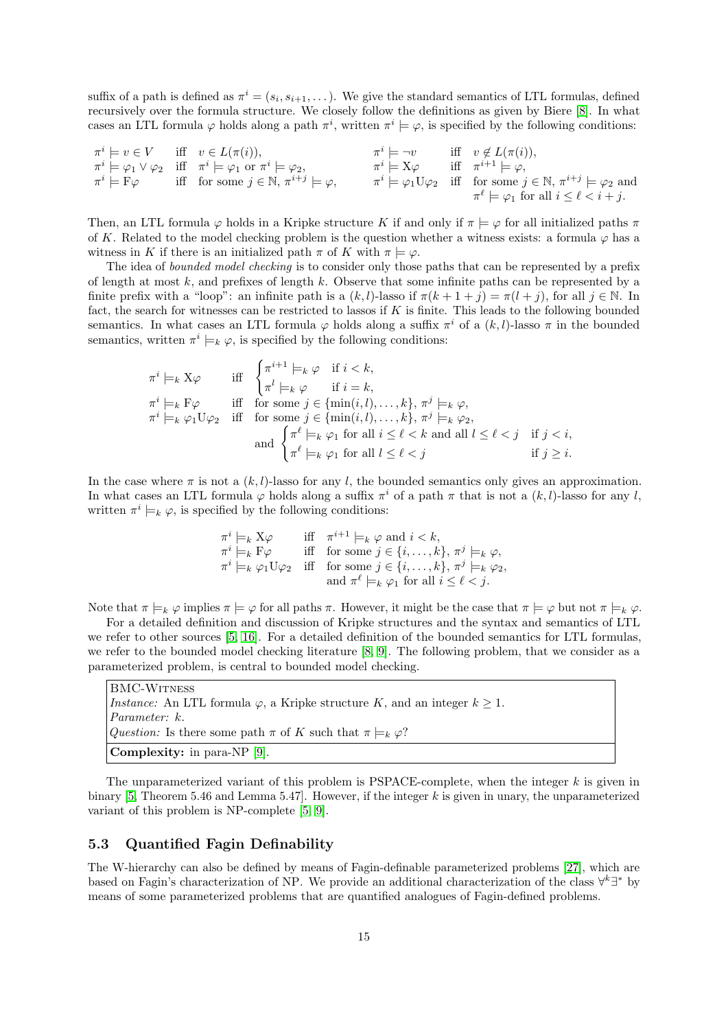suffix of a path is defined as $\pi^i = (s_i, s_{i+1}, \dots)$. We give the standard semantics of LTL formulas, defined recursively over the formula structure. We closely follow the definitions as given by Biere [8]. In what cases an LTL formula $\varphi$ holds along a path $\pi^i$, written $\pi^i \models \varphi$, is specified by the following conditions:

$$
\begin{array}{lll}
\pi^i \models v \in V & \text{iff} & v \in L(\pi(i)), \\
\pi^i \models \varphi_1 \vee \varphi_2 & \text{iff} & \pi^i \models \varphi_1 \text{ or } \pi^i \models \varphi_2, \\
\pi^i \models \mathrm{F}\varphi & \text{iff} & \text{for some } j \in \mathbb{N},\ \pi^{i+j} \models \varphi, \\
\pi^i \models \neg v & \text{iff} & v \notin L(\pi(i)), \\
\pi^i \models \mathrm{X}\varphi & \text{iff} & \pi^{i+1} \models \varphi, \\
\pi^i \models \varphi_1 \mathrm{U} \varphi_2 & \text{iff} & \text{for some } j \in \mathbb{N},\ \pi^{i+j} \models \varphi_2 \text{ and } \pi^\ell \models \varphi_1 \text{ for all } i \leq \ell < i+j.
\end{array}
$$

Then, an LTL formula $\varphi$ holds in a Kripke structure $K$ if and only if $\pi \models \varphi$ for all initialized paths $\pi$ of $K$. Related to the model checking problem is the question whether a witness exists: a formula $\varphi$ has a witness in $K$ if there is an initialized path $\pi$ of $K$ with $\pi \models \varphi$.

The idea of *bounded model checking* is to consider only those paths that can be represented by a prefix of length at most $k$, and prefixes of length $k$. Observe that some infinite paths can be represented by a finite prefix with a "loop": an infinite path is a $(k,l)$-lasso if $\pi(k+1+j) = \pi(l+j)$, for all $j \in \mathbb{N}$. In fact, the search for witnesses can be restricted to lassos if $K$ is finite. This leads to the following bounded semantics. In what cases an LTL formula $\varphi$ holds along a suffix $\pi^i$ of a $(k,l)$-lasso $\pi$ in the bounded semantics, written $\pi^i \models_k \varphi$, is specified by the following conditions:

$$
\begin{array}{lll}
\pi^i \models_k \mathrm{X}\varphi & \text{iff} & \begin{cases} \pi^{i+1} \models_k \varphi & \text{if } i < k, \\ \pi^l \models_k \varphi & \text{if } i = k, \end{cases} \\
\pi^i \models_k \mathrm{F}\varphi & \text{iff} & \text{for some } j \in \{\min(i,l), \dots, k\},\ \pi^j \models_k \varphi, \\
\pi^i \models_k \varphi_1 \mathrm{U} \varphi_2 & \text{iff} & \text{for some } j \in \{\min(i,l), \dots, k\},\ \pi^j \models_k \varphi_2, \\
 & & \text{and } \begin{cases} \pi^\ell \models_k \varphi_1 \text{ for all } i \leq \ell < k \text{ and all } l \leq \ell < j & \text{if } j < i, \\ \pi^\ell \models_k \varphi_1 \text{ for all } l \leq \ell < j & \text{if } j \geq i. \end{cases}
\end{array}
$$

In the case where $\pi$ is not a $(k,l)$-lasso for any $l$, the bounded semantics only gives an approximation. In what cases an LTL formula $\varphi$ holds along a suffix $\pi^i$ of a path $\pi$ that is not a $(k,l)$-lasso for any $l$, written $\pi^i \models_k \varphi$, is specified by the following conditions:

$$
\begin{array}{lll}
\pi^i \models_k \mathrm{X}\varphi & \text{iff} & \pi^{i+1} \models_k \varphi \text{ and } i < k, \\
\pi^i \models_k \mathrm{F}\varphi & \text{iff} & \text{for some } j \in \{i, \dots, k\},\ \pi^j \models_k \varphi, \\
\pi^i \models_k \varphi_1 \mathrm{U} \varphi_2 & \text{iff} & \text{for some } j \in \{i, \dots, k\},\ \pi^j \models_k \varphi_2, \\
 & & \text{and } \pi^\ell \models_k \varphi_1 \text{ for all } i \leq \ell < j.
\end{array}
$$

Note that $\pi \models_k \varphi$ implies $\pi \models \varphi$ for all paths $\pi$. However, it might be the case that $\pi \models \varphi$ but not $\pi \models_k \varphi$.

For a detailed definition and discussion of Kripke structures and the syntax and semantics of LTL we refer to other sources [5, 16]. For a detailed definition of the bounded semantics for LTL formulas, we refer to the bounded model checking literature [8, 9]. The following problem, that we consider as a parameterized problem, is central to bounded model checking.

> BMC-WITNESS
> *Instance:* An LTL formula $\varphi$, a Kripke structure $K$, and an integer $k \geq 1$.
> *Parameter:* $k$.
> *Question:* Is there some path $\pi$ of $K$ such that $\pi \models_k \varphi$?
>
> **Complexity:** in para-NP [9].

The unparameterized variant of this problem is PSPACE-complete, when the integer $k$ is given in binary [5, Theorem 5.46 and Lemma 5.47]. However, if the integer $k$ is given in unary, the unparameterized variant of this problem is NP-complete [5, 9].

### 5.3 Quantified Fagin Definability

The W-hierarchy can also be defined by means of Fagin-definable parameterized problems [27], which are based on Fagin's characterization of NP. We provide an additional characterization of the class $\forall^k\exists^*$ by means of some parameterized problems that are quantified analogues of Fagin-defined problems.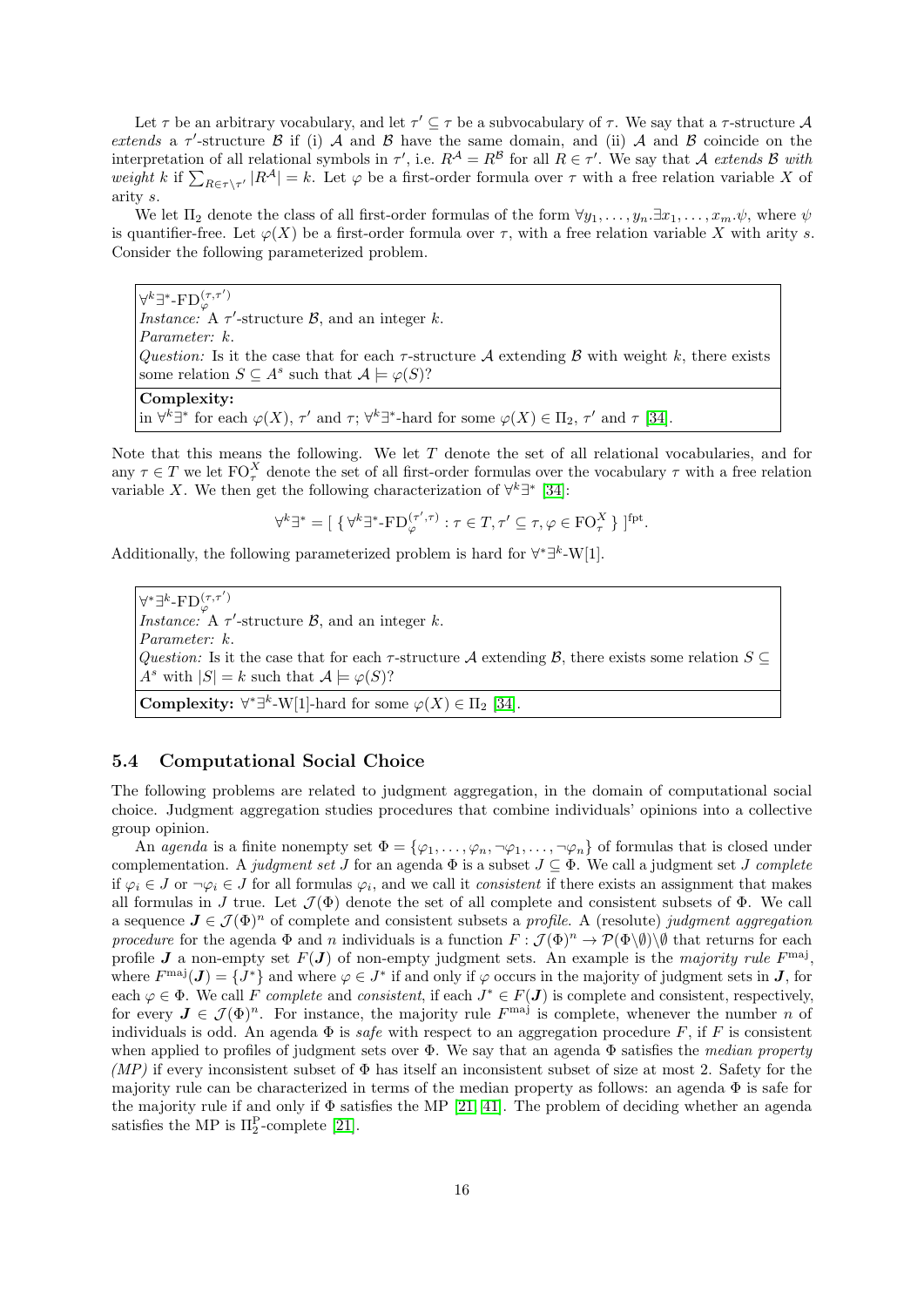Let $\tau$ be an arbitrary vocabulary, and let $\tau' \subseteq \tau$ be a subvocabulary of $\tau$. We say that a $\tau$-structure $\mathcal{A}$ *extends* a $\tau'$-structure $\mathcal{B}$ if (i) $\mathcal{A}$ and $\mathcal{B}$ have the same domain, and (ii) $\mathcal{A}$ and $\mathcal{B}$ coincide on the interpretation of all relational symbols in $\tau'$, i.e. $R^{\mathcal{A}} = R^{\mathcal{B}}$ for all $R \in \tau'$. We say that $\mathcal{A}$ *extends* $\mathcal{B}$ *with weight* $k$ if $\sum_{R \in \tau \setminus \tau'} |R^{\mathcal{A}}| = k$. Let $\varphi$ be a first-order formula over $\tau$ with a free relation variable $X$ of arity $s$.

We let $\Pi_2$ denote the class of all first-order formulas of the form $\forall y_1, \dots, y_n . \exists x_1, \dots, x_m . \psi$, where $\psi$ is quantifier-free. Let $\varphi(X)$ be a first-order formula over $\tau$, with a free relation variable $X$ with arity $s$. Consider the following parameterized problem.

> $\forall^k\exists^*\text{-FD}_{\varphi}^{(\tau,\tau')}$
> *Instance:* A $\tau'$-structure $\mathcal{B}$, and an integer $k$.
> *Parameter:* $k$.
> *Question:* Is it the case that for each $\tau$-structure $\mathcal{A}$ extending $\mathcal{B}$ with weight $k$, there exists some relation $S \subseteq A^s$ such that $\mathcal{A} \models \varphi(S)$?
>
> **Complexity:**
> in $\forall^k\exists^*$ for each $\varphi(X)$, $\tau'$ and $\tau$; $\forall^k\exists^*$-hard for some $\varphi(X) \in \Pi_2$, $\tau'$ and $\tau$ [34].

Note that this means the following. We let $T$ denote the set of all relational vocabularies, and for any $\tau \in T$ we let $\text{FO}_{\tau}^{X}$ denote the set of all first-order formulas over the vocabulary $\tau$ with a free relation variable $X$. We then get the following characterization of $\forall^k\exists^*$ [34]:

$$\forall^k\exists^* = [\ \{\ \forall^k\exists^*\text{-FD}_{\varphi}^{(\tau',\tau)} : \tau \in T, \tau' \subseteq \tau, \varphi \in \text{FO}_{\tau}^{X}\ \}\ ]^{\text{fpt}}.$$

Additionally, the following parameterized problem is hard for $\forall^*\exists^k\text{-W}[1]$.

> $\forall^*\exists^k\text{-FD}_{\varphi}^{(\tau,\tau')}$
> *Instance:* A $\tau'$-structure $\mathcal{B}$, and an integer $k$.
> *Parameter:* $k$.
> *Question:* Is it the case that for each $\tau$-structure $\mathcal{A}$ extending $\mathcal{B}$, there exists some relation $S \subseteq A^s$ with $|S| = k$ such that $\mathcal{A} \models \varphi(S)$?
>
> **Complexity:** $\forall^*\exists^k\text{-W}[1]$-hard for some $\varphi(X) \in \Pi_2$ [34].

## 5.4 Computational Social Choice

The following problems are related to judgment aggregation, in the domain of computational social choice. Judgment aggregation studies procedures that combine individuals' opinions into a collective group opinion.

An *agenda* is a finite nonempty set $\Phi = \{\varphi_1, \dots, \varphi_n, \neg\varphi_1, \dots, \neg\varphi_n\}$ of formulas that is closed under complementation. A *judgment set* $J$ for an agenda $\Phi$ is a subset $J \subseteq \Phi$. We call a judgment set $J$ *complete* if $\varphi_i \in J$ or $\neg\varphi_i \in J$ for all formulas $\varphi_i$, and we call it *consistent* if there exists an assignment that makes all formulas in $J$ true. Let $\mathcal{J}(\Phi)$ denote the set of all complete and consistent subsets of $\Phi$. We call a sequence $\boldsymbol{J} \in \mathcal{J}(\Phi)^n$ of complete and consistent subsets a *profile*. A (resolute) *judgment aggregation procedure* for the agenda $\Phi$ and $n$ individuals is a function $F : \mathcal{J}(\Phi)^n \rightarrow \mathcal{P}(\Phi \backslash \emptyset) \backslash \emptyset$ that returns for each profile $\boldsymbol{J}$ a non-empty set $F(\boldsymbol{J})$ of non-empty judgment sets. An example is the *majority rule* $F^{\text{maj}}$, where $F^{\text{maj}}(\boldsymbol{J}) = \{J^*\}$ and where $\varphi \in J^*$ if and only if $\varphi$ occurs in the majority of judgment sets in $\boldsymbol{J}$, for each $\varphi \in \Phi$. We call $F$ *complete* and *consistent*, if each $J^* \in F(\boldsymbol{J})$ is complete and consistent, respectively, for every $\boldsymbol{J} \in \mathcal{J}(\Phi)^n$. For instance, the majority rule $F^{\text{maj}}$ is complete, whenever the number $n$ of individuals is odd. An agenda $\Phi$ is *safe* with respect to an aggregation procedure $F$, if $F$ is consistent when applied to profiles of judgment sets over $\Phi$. We say that an agenda $\Phi$ satisfies the *median property (MP)* if every inconsistent subset of $\Phi$ has itself an inconsistent subset of size at most 2. Safety for the majority rule can be characterized in terms of the median property as follows: an agenda $\Phi$ is safe for the majority rule if and only if $\Phi$ satisfies the MP [21, 41]. The problem of deciding whether an agenda satisfies the MP is $\Pi_2^{\text{P}}$-complete [21].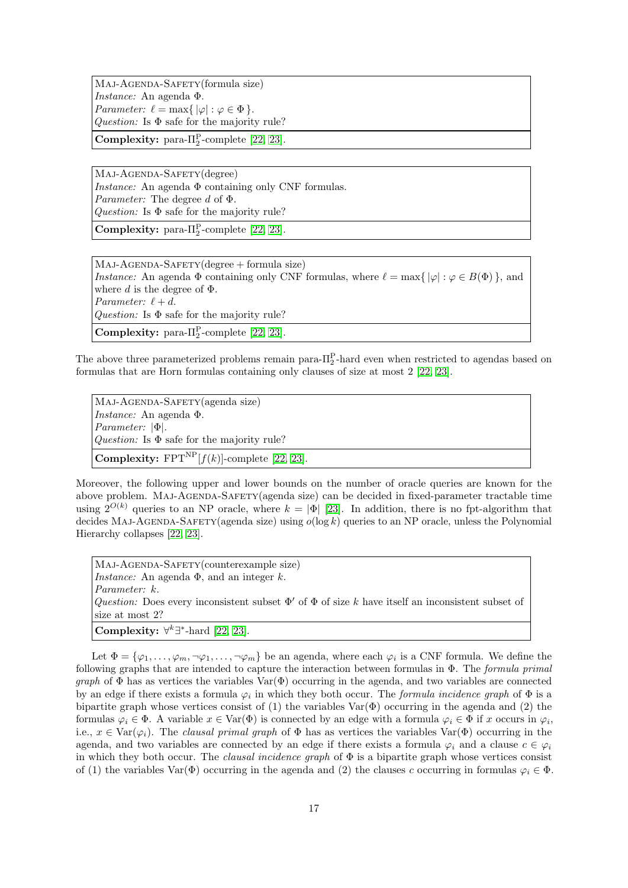Maj-Agenda-Safety(formula size)
*Instance:* An agenda $\Phi$.
*Parameter:* $\ell = \max\{ |\varphi| : \varphi \in \Phi \}$.
*Question:* Is $\Phi$ safe for the majority rule?

**Complexity:** para-$\Pi_2^{\mathrm{P}}$-complete [22, 23].

Maj-Agenda-Safety(degree)
*Instance:* An agenda $\Phi$ containing only CNF formulas.
*Parameter:* The degree $d$ of $\Phi$.
*Question:* Is $\Phi$ safe for the majority rule?

**Complexity:** para-$\Pi_2^{\mathrm{P}}$-complete [22, 23].

Maj-Agenda-Safety(degree + formula size)
*Instance:* An agenda $\Phi$ containing only CNF formulas, where $\ell = \max\{ |\varphi| : \varphi \in B(\Phi) \}$, and where $d$ is the degree of $\Phi$.
*Parameter:* $\ell + d$.
*Question:* Is $\Phi$ safe for the majority rule?

**Complexity:** para-$\Pi_2^{\mathrm{P}}$-complete [22, 23].

The above three parameterized problems remain para-$\Pi_2^{\mathrm{P}}$-hard even when restricted to agendas based on formulas that are Horn formulas containing only clauses of size at most 2 [22, 23].

Maj-Agenda-Safety(agenda size)
*Instance:* An agenda $\Phi$.
*Parameter:* $|\Phi|$.
*Question:* Is $\Phi$ safe for the majority rule?

**Complexity:** $\mathrm{FPT}^{\mathrm{NP}}[f(k)]$-complete [22, 23].

Moreover, the following upper and lower bounds on the number of oracle queries are known for the above problem. Maj-Agenda-Safety(agenda size) can be decided in fixed-parameter tractable time using $2^{O(k)}$ queries to an NP oracle, where $k = |\Phi|$ [23]. In addition, there is no fpt-algorithm that decides Maj-Agenda-Safety(agenda size) using $o(\log k)$ queries to an NP oracle, unless the Polynomial Hierarchy collapses [22, 23].

Maj-Agenda-Safety(counterexample size)
*Instance:* An agenda $\Phi$, and an integer $k$.
*Parameter:* $k$.
*Question:* Does every inconsistent subset $\Phi'$ of $\Phi$ of size $k$ have itself an inconsistent subset of size at most 2?

**Complexity:** $\forall^k\exists^*$-hard [22, 23].

Let $\Phi = \{\varphi_1, \dots, \varphi_m, \neg\varphi_1, \dots, \neg\varphi_m\}$ be an agenda, where each $\varphi_i$ is a CNF formula. We define the following graphs that are intended to capture the interaction between formulas in $\Phi$. The *formula primal graph* of $\Phi$ has as vertices the variables $\mathrm{Var}(\Phi)$ occurring in the agenda, and two variables are connected by an edge if there exists a formula $\varphi_i$ in which they both occur. The *formula incidence graph* of $\Phi$ is a bipartite graph whose vertices consist of (1) the variables $\mathrm{Var}(\Phi)$ occurring in the agenda and (2) the formulas $\varphi_i \in \Phi$. A variable $x \in \mathrm{Var}(\Phi)$ is connected by an edge with a formula $\varphi_i \in \Phi$ if $x$ occurs in $\varphi_i$, i.e., $x \in \mathrm{Var}(\varphi_i)$. The *clausal primal graph* of $\Phi$ has as vertices the variables $\mathrm{Var}(\Phi)$ occurring in the agenda, and two variables are connected by an edge if there exists a formula $\varphi_i$ and a clause $c \in \varphi_i$ in which they both occur. The *clausal incidence graph* of $\Phi$ is a bipartite graph whose vertices consist of (1) the variables $\mathrm{Var}(\Phi)$ occurring in the agenda and (2) the clauses $c$ occurring in formulas $\varphi_i \in \Phi$.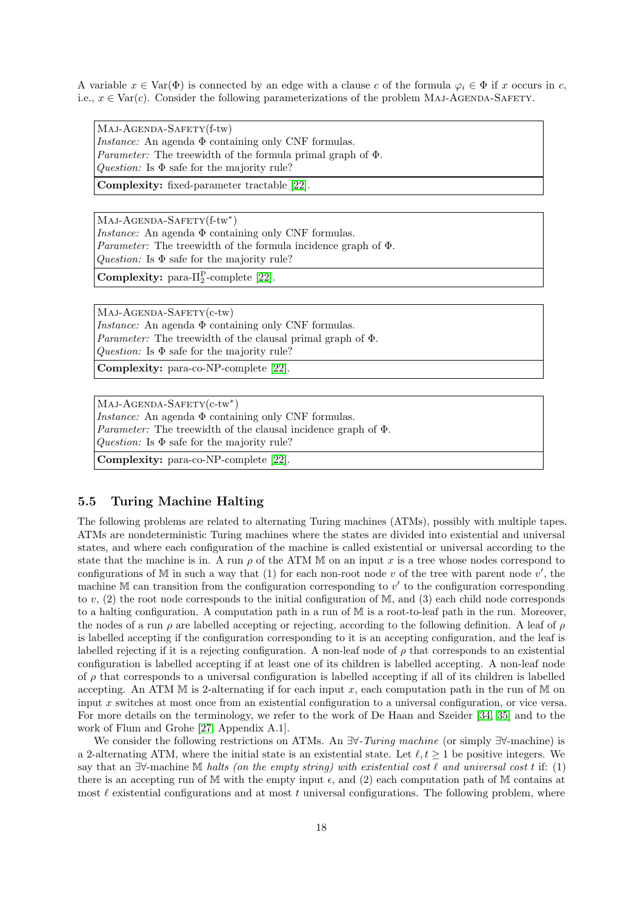A variable $x \in \text{Var}(\Phi)$ is connected by an edge with a clause $c$ of the formula $\varphi_i \in \Phi$ if $x$ occurs in $c$, i.e., $x \in \text{Var}(c)$. Consider the following parameterizations of the problem Maj-Agenda-Safety.

| Maj-Agenda-Safety(f-tw) |
|---|
| *Instance:* An agenda $\Phi$ containing only CNF formulas. |
| *Parameter:* The treewidth of the formula primal graph of $\Phi$. |
| *Question:* Is $\Phi$ safe for the majority rule? |
| **Complexity:** fixed-parameter tractable [22]. |

| Maj-Agenda-Safety(f-tw$^*$) |
|---|
| *Instance:* An agenda $\Phi$ containing only CNF formulas. |
| *Parameter:* The treewidth of the formula incidence graph of $\Phi$. |
| *Question:* Is $\Phi$ safe for the majority rule? |
| **Complexity:** para-$\Pi_2^{\text{P}}$-complete [22]. |

| Maj-Agenda-Safety(c-tw) |
|---|
| *Instance:* An agenda $\Phi$ containing only CNF formulas. |
| *Parameter:* The treewidth of the clausal primal graph of $\Phi$. |
| *Question:* Is $\Phi$ safe for the majority rule? |
| **Complexity:** para-co-NP-complete [22]. |

| Maj-Agenda-Safety(c-tw$^*$) |
|---|
| *Instance:* An agenda $\Phi$ containing only CNF formulas. |
| *Parameter:* The treewidth of the clausal incidence graph of $\Phi$. |
| *Question:* Is $\Phi$ safe for the majority rule? |
| **Complexity:** para-co-NP-complete [22]. |

### 5.5 Turing Machine Halting

The following problems are related to alternating Turing machines (ATMs), possibly with multiple tapes. ATMs are nondeterministic Turing machines where the states are divided into existential and universal states, and where each configuration of the machine is called existential or universal according to the state that the machine is in. A run $\rho$ of the ATM $\mathbb{M}$ on an input $x$ is a tree whose nodes correspond to configurations of $\mathbb{M}$ in such a way that (1) for each non-root node $v$ of the tree with parent node $v'$, the machine $\mathbb{M}$ can transition from the configuration corresponding to $v'$ to the configuration corresponding to $v$, (2) the root node corresponds to the initial configuration of $\mathbb{M}$, and (3) each child node corresponds to a halting configuration. A computation path in a run of $\mathbb{M}$ is a root-to-leaf path in the run. Moreover, the nodes of a run $\rho$ are labelled accepting or rejecting, according to the following definition. A leaf of $\rho$ is labelled accepting if the configuration corresponding to it is an accepting configuration, and the leaf is labelled rejecting if it is a rejecting configuration. A non-leaf node of $\rho$ that corresponds to an existential configuration is labelled accepting if at least one of its children is labelled accepting. A non-leaf node of $\rho$ that corresponds to a universal configuration is labelled accepting if all of its children is labelled accepting. An ATM $\mathbb{M}$ is 2-alternating if for each input $x$, each computation path in the run of $\mathbb{M}$ on input $x$ switches at most once from an existential configuration to a universal configuration, or vice versa. For more details on the terminology, we refer to the work of De Haan and Szeider [34, 35] and to the work of Flum and Grohe [27, Appendix A.1].

We consider the following restrictions on ATMs. An $\exists\forall$-*Turing machine* (or simply $\exists\forall$-machine) is a 2-alternating ATM, where the initial state is an existential state. Let $\ell, t \geq 1$ be positive integers. We say that an $\exists\forall$-machine $\mathbb{M}$ *halts (on the empty string) with existential cost* $\ell$ *and universal cost* $t$ if: (1) there is an accepting run of $\mathbb{M}$ with the empty input $\epsilon$, and (2) each computation path of $\mathbb{M}$ contains at most $\ell$ existential configurations and at most $t$ universal configurations. The following problem, where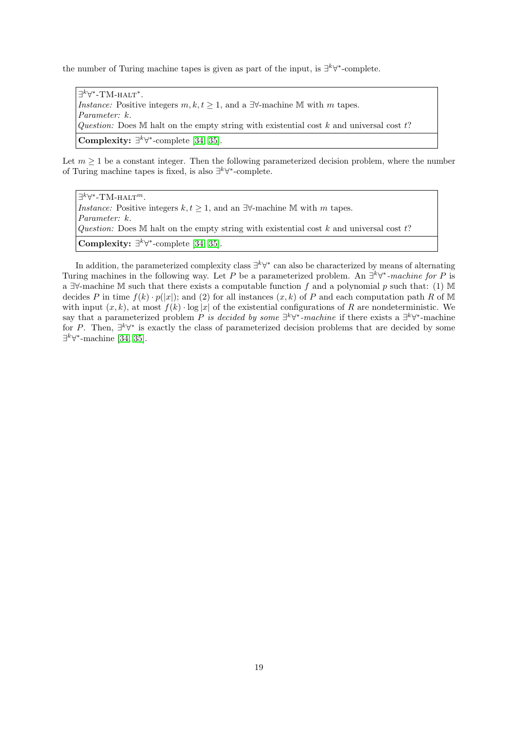the number of Turing machine tapes is given as part of the input, is $\exists^k\forall^*$-complete.

| $\exists^k\forall^*$-TM-HALT$^*$. |
|---|
| *Instance:* Positive integers $m, k, t \geq 1$, and a $\exists\forall$-machine $\mathbb{M}$ with $m$ tapes.<br>*Parameter:* $k$.<br>*Question:* Does $\mathbb{M}$ halt on the empty string with existential cost $k$ and universal cost $t$? |
| **Complexity:** $\exists^k\forall^*$-complete [34, 35]. |

Let $m \geq 1$ be a constant integer. Then the following parameterized decision problem, where the number of Turing machine tapes is fixed, is also $\exists^k\forall^*$-complete.

| $\exists^k\forall^*$-TM-HALT$^m$. |
|---|
| *Instance:* Positive integers $k, t \geq 1$, and an $\exists\forall$-machine $\mathbb{M}$ with $m$ tapes.<br>*Parameter:* $k$.<br>*Question:* Does $\mathbb{M}$ halt on the empty string with existential cost $k$ and universal cost $t$? |
| **Complexity:** $\exists^k\forall^*$-complete [34, 35]. |

In addition, the parameterized complexity class $\exists^k\forall^*$ can also be characterized by means of alternating Turing machines in the following way. Let $P$ be a parameterized problem. An *$\exists^k\forall^*$-machine for $P$* is a $\exists\forall$-machine $\mathbb{M}$ such that there exists a computable function $f$ and a polynomial $p$ such that: (1) $\mathbb{M}$ decides $P$ in time $f(k) \cdot p(|x|)$; and (2) for all instances $(x, k)$ of $P$ and each computation path $R$ of $\mathbb{M}$ with input $(x, k)$, at most $f(k) \cdot \log |x|$ of the existential configurations of $R$ are nondeterministic. We say that a parameterized problem $P$ *is decided by some $\exists^k\forall^*$-machine* if there exists a $\exists^k\forall^*$-machine for $P$. Then, $\exists^k\forall^*$ is exactly the class of parameterized decision problems that are decided by some $\exists^k\forall^*$-machine [34, 35].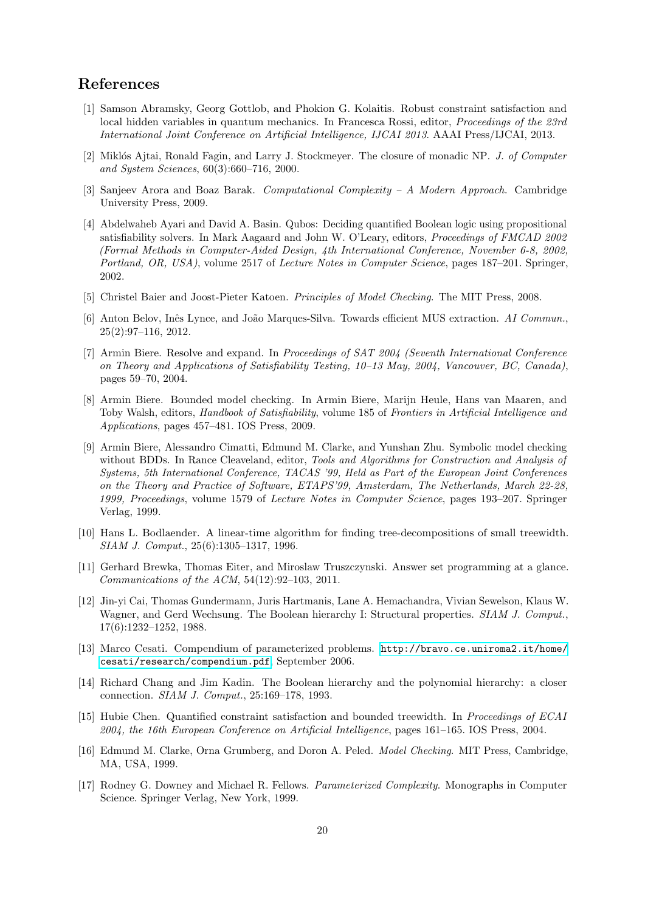## References

[1] Samson Abramsky, Georg Gottlob, and Phokion G. Kolaitis. Robust constraint satisfaction and local hidden variables in quantum mechanics. In Francesca Rossi, editor, *Proceedings of the 23rd International Joint Conference on Artificial Intelligence, IJCAI 2013*. AAAI Press/IJCAI, 2013.

[2] Miklós Ajtai, Ronald Fagin, and Larry J. Stockmeyer. The closure of monadic NP. *J. of Computer and System Sciences*, 60(3):660–716, 2000.

[3] Sanjeev Arora and Boaz Barak. *Computational Complexity – A Modern Approach*. Cambridge University Press, 2009.

[4] Abdelwaheb Ayari and David A. Basin. Qubos: Deciding quantified Boolean logic using propositional satisfiability solvers. In Mark Aagaard and John W. O'Leary, editors, *Proceedings of FMCAD 2002 (Formal Methods in Computer-Aided Design, 4th International Conference, November 6-8, 2002, Portland, OR, USA)*, volume 2517 of *Lecture Notes in Computer Science*, pages 187–201. Springer, 2002.

[5] Christel Baier and Joost-Pieter Katoen. *Principles of Model Checking*. The MIT Press, 2008.

[6] Anton Belov, Inês Lynce, and João Marques-Silva. Towards efficient MUS extraction. *AI Commun.*, 25(2):97–116, 2012.

[7] Armin Biere. Resolve and expand. In *Proceedings of SAT 2004 (Seventh International Conference on Theory and Applications of Satisfiability Testing, 10–13 May, 2004, Vancouver, BC, Canada)*, pages 59–70, 2004.

[8] Armin Biere. Bounded model checking. In Armin Biere, Marijn Heule, Hans van Maaren, and Toby Walsh, editors, *Handbook of Satisfiability*, volume 185 of *Frontiers in Artificial Intelligence and Applications*, pages 457–481. IOS Press, 2009.

[9] Armin Biere, Alessandro Cimatti, Edmund M. Clarke, and Yunshan Zhu. Symbolic model checking without BDDs. In Rance Cleaveland, editor, *Tools and Algorithms for Construction and Analysis of Systems, 5th International Conference, TACAS '99, Held as Part of the European Joint Conferences on the Theory and Practice of Software, ETAPS'99, Amsterdam, The Netherlands, March 22-28, 1999, Proceedings*, volume 1579 of *Lecture Notes in Computer Science*, pages 193–207. Springer Verlag, 1999.

[10] Hans L. Bodlaender. A linear-time algorithm for finding tree-decompositions of small treewidth. *SIAM J. Comput.*, 25(6):1305–1317, 1996.

[11] Gerhard Brewka, Thomas Eiter, and Miroslaw Truszczynski. Answer set programming at a glance. *Communications of the ACM*, 54(12):92–103, 2011.

[12] Jin-yi Cai, Thomas Gundermann, Juris Hartmanis, Lane A. Hemachandra, Vivian Sewelson, Klaus W. Wagner, and Gerd Wechsung. The Boolean hierarchy I: Structural properties. *SIAM J. Comput.*, 17(6):1232–1252, 1988.

[13] Marco Cesati. Compendium of parameterized problems. http://bravo.ce.uniroma2.it/home/cesati/research/compendium.pdf, September 2006.

[14] Richard Chang and Jim Kadin. The Boolean hierarchy and the polynomial hierarchy: a closer connection. *SIAM J. Comput.*, 25:169–178, 1993.

[15] Hubie Chen. Quantified constraint satisfaction and bounded treewidth. In *Proceedings of ECAI 2004, the 16th European Conference on Artificial Intelligence*, pages 161–165. IOS Press, 2004.

[16] Edmund M. Clarke, Orna Grumberg, and Doron A. Peled. *Model Checking*. MIT Press, Cambridge, MA, USA, 1999.

[17] Rodney G. Downey and Michael R. Fellows. *Parameterized Complexity*. Monographs in Computer Science. Springer Verlag, New York, 1999.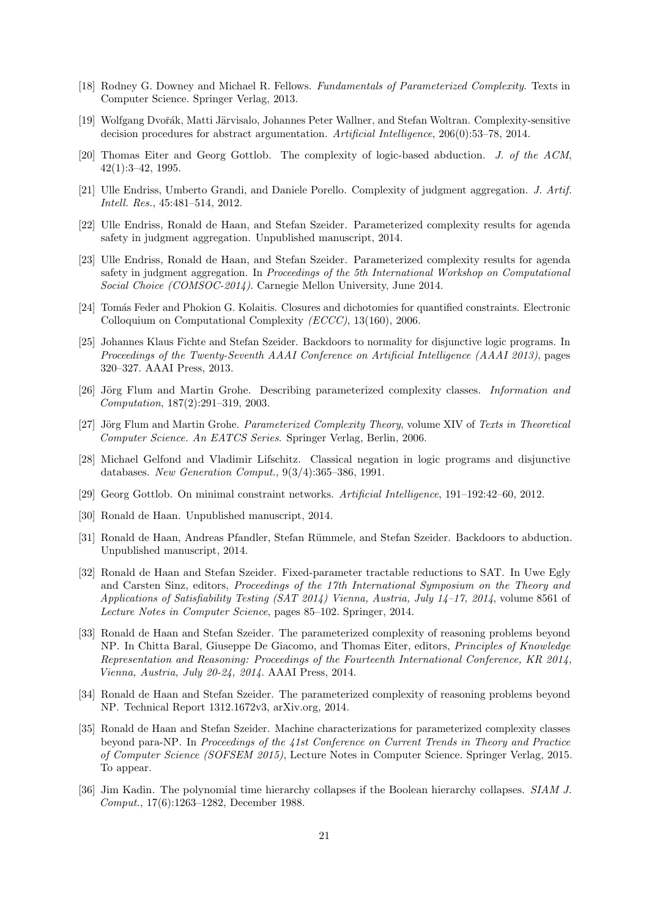[18] Rodney G. Downey and Michael R. Fellows. *Fundamentals of Parameterized Complexity*. Texts in Computer Science. Springer Verlag, 2013.

[19] Wolfgang Dvořák, Matti Järvisalo, Johannes Peter Wallner, and Stefan Woltran. Complexity-sensitive decision procedures for abstract argumentation. *Artificial Intelligence*, 206(0):53–78, 2014.

[20] Thomas Eiter and Georg Gottlob. The complexity of logic-based abduction. *J. of the ACM*, 42(1):3–42, 1995.

[21] Ulle Endriss, Umberto Grandi, and Daniele Porello. Complexity of judgment aggregation. *J. Artif. Intell. Res.*, 45:481–514, 2012.

[22] Ulle Endriss, Ronald de Haan, and Stefan Szeider. Parameterized complexity results for agenda safety in judgment aggregation. Unpublished manuscript, 2014.

[23] Ulle Endriss, Ronald de Haan, and Stefan Szeider. Parameterized complexity results for agenda safety in judgment aggregation. In *Proceedings of the 5th International Workshop on Computational Social Choice (COMSOC-2014)*. Carnegie Mellon University, June 2014.

[24] Tomás Feder and Phokion G. Kolaitis. Closures and dichotomies for quantified constraints. Electronic Colloquium on Computational Complexity *(ECCC)*, 13(160), 2006.

[25] Johannes Klaus Fichte and Stefan Szeider. Backdoors to normality for disjunctive logic programs. In *Proceedings of the Twenty-Seventh AAAI Conference on Artificial Intelligence (AAAI 2013)*, pages 320–327. AAAI Press, 2013.

[26] Jörg Flum and Martin Grohe. Describing parameterized complexity classes. *Information and Computation*, 187(2):291–319, 2003.

[27] Jörg Flum and Martin Grohe. *Parameterized Complexity Theory*, volume XIV of *Texts in Theoretical Computer Science. An EATCS Series*. Springer Verlag, Berlin, 2006.

[28] Michael Gelfond and Vladimir Lifschitz. Classical negation in logic programs and disjunctive databases. *New Generation Comput.*, 9(3/4):365–386, 1991.

[29] Georg Gottlob. On minimal constraint networks. *Artificial Intelligence*, 191–192:42–60, 2012.

[30] Ronald de Haan. Unpublished manuscript, 2014.

[31] Ronald de Haan, Andreas Pfandler, Stefan Rümmele, and Stefan Szeider. Backdoors to abduction. Unpublished manuscript, 2014.

[32] Ronald de Haan and Stefan Szeider. Fixed-parameter tractable reductions to SAT. In Uwe Egly and Carsten Sinz, editors, *Proceedings of the 17th International Symposium on the Theory and Applications of Satisfiability Testing (SAT 2014) Vienna, Austria, July 14–17, 2014*, volume 8561 of *Lecture Notes in Computer Science*, pages 85–102. Springer, 2014.

[33] Ronald de Haan and Stefan Szeider. The parameterized complexity of reasoning problems beyond NP. In Chitta Baral, Giuseppe De Giacomo, and Thomas Eiter, editors, *Principles of Knowledge Representation and Reasoning: Proceedings of the Fourteenth International Conference, KR 2014, Vienna, Austria, July 20-24, 2014*. AAAI Press, 2014.

[34] Ronald de Haan and Stefan Szeider. The parameterized complexity of reasoning problems beyond NP. Technical Report 1312.1672v3, arXiv.org, 2014.

[35] Ronald de Haan and Stefan Szeider. Machine characterizations for parameterized complexity classes beyond para-NP. In *Proceedings of the 41st Conference on Current Trends in Theory and Practice of Computer Science (SOFSEM 2015)*, Lecture Notes in Computer Science. Springer Verlag, 2015. To appear.

[36] Jim Kadin. The polynomial time hierarchy collapses if the Boolean hierarchy collapses. *SIAM J. Comput.*, 17(6):1263–1282, December 1988.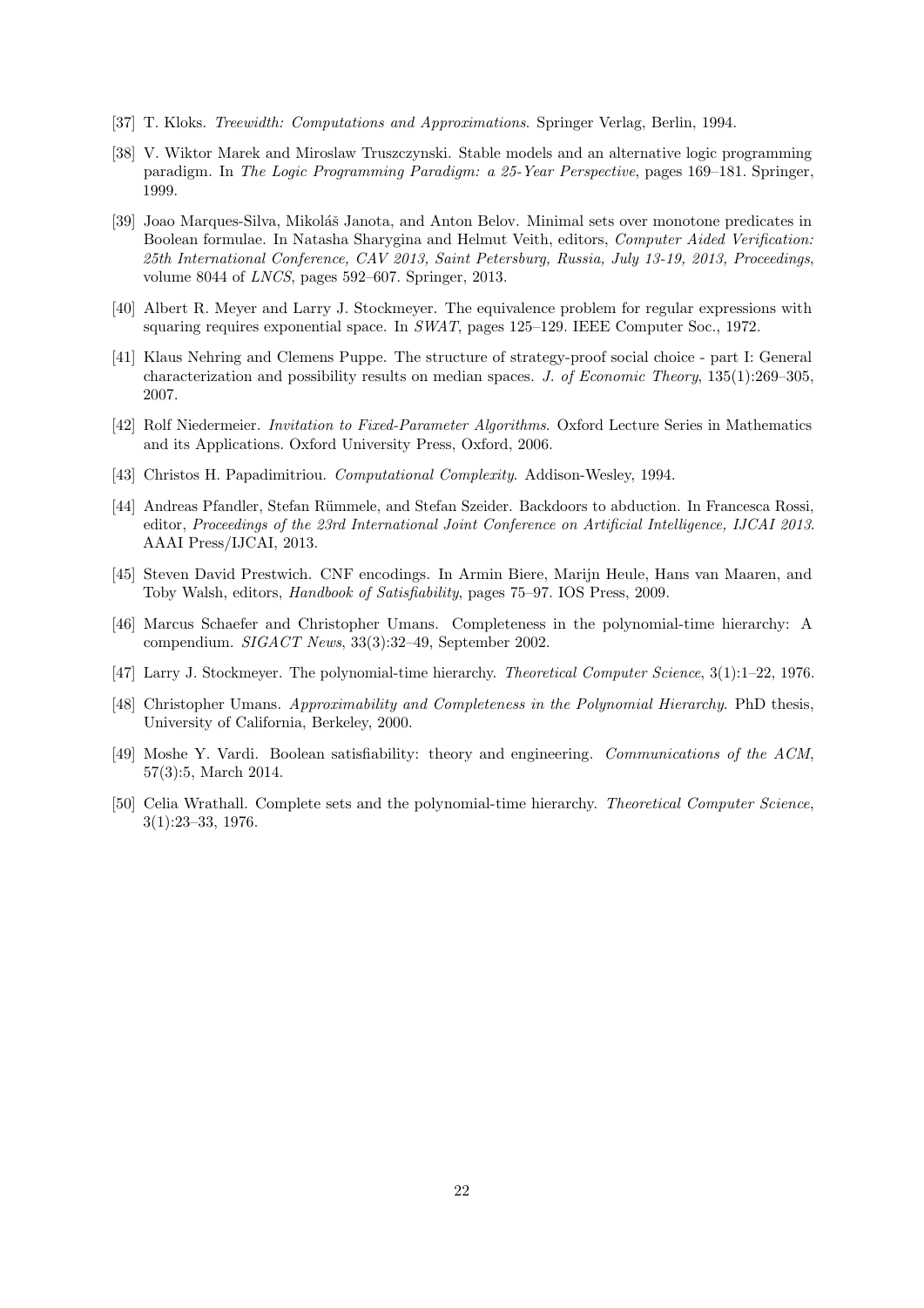[37] T. Kloks. *Treewidth: Computations and Approximations*. Springer Verlag, Berlin, 1994.

[38] V. Wiktor Marek and Miroslaw Truszczynski. Stable models and an alternative logic programming paradigm. In *The Logic Programming Paradigm: a 25-Year Perspective*, pages 169–181. Springer, 1999.

[39] Joao Marques-Silva, Mikoláš Janota, and Anton Belov. Minimal sets over monotone predicates in Boolean formulae. In Natasha Sharygina and Helmut Veith, editors, *Computer Aided Verification: 25th International Conference, CAV 2013, Saint Petersburg, Russia, July 13-19, 2013, Proceedings*, volume 8044 of *LNCS*, pages 592–607. Springer, 2013.

[40] Albert R. Meyer and Larry J. Stockmeyer. The equivalence problem for regular expressions with squaring requires exponential space. In *SWAT*, pages 125–129. IEEE Computer Soc., 1972.

[41] Klaus Nehring and Clemens Puppe. The structure of strategy-proof social choice - part I: General characterization and possibility results on median spaces. *J. of Economic Theory*, 135(1):269–305, 2007.

[42] Rolf Niedermeier. *Invitation to Fixed-Parameter Algorithms*. Oxford Lecture Series in Mathematics and its Applications. Oxford University Press, Oxford, 2006.

[43] Christos H. Papadimitriou. *Computational Complexity*. Addison-Wesley, 1994.

[44] Andreas Pfandler, Stefan Rümmele, and Stefan Szeider. Backdoors to abduction. In Francesca Rossi, editor, *Proceedings of the 23rd International Joint Conference on Artificial Intelligence, IJCAI 2013*. AAAI Press/IJCAI, 2013.

[45] Steven David Prestwich. CNF encodings. In Armin Biere, Marijn Heule, Hans van Maaren, and Toby Walsh, editors, *Handbook of Satisfiability*, pages 75–97. IOS Press, 2009.

[46] Marcus Schaefer and Christopher Umans. Completeness in the polynomial-time hierarchy: A compendium. *SIGACT News*, 33(3):32–49, September 2002.

[47] Larry J. Stockmeyer. The polynomial-time hierarchy. *Theoretical Computer Science*, 3(1):1–22, 1976.

[48] Christopher Umans. *Approximability and Completeness in the Polynomial Hierarchy*. PhD thesis, University of California, Berkeley, 2000.

[49] Moshe Y. Vardi. Boolean satisfiability: theory and engineering. *Communications of the ACM*, 57(3):5, March 2014.

[50] Celia Wrathall. Complete sets and the polynomial-time hierarchy. *Theoretical Computer Science*, 3(1):23–33, 1976.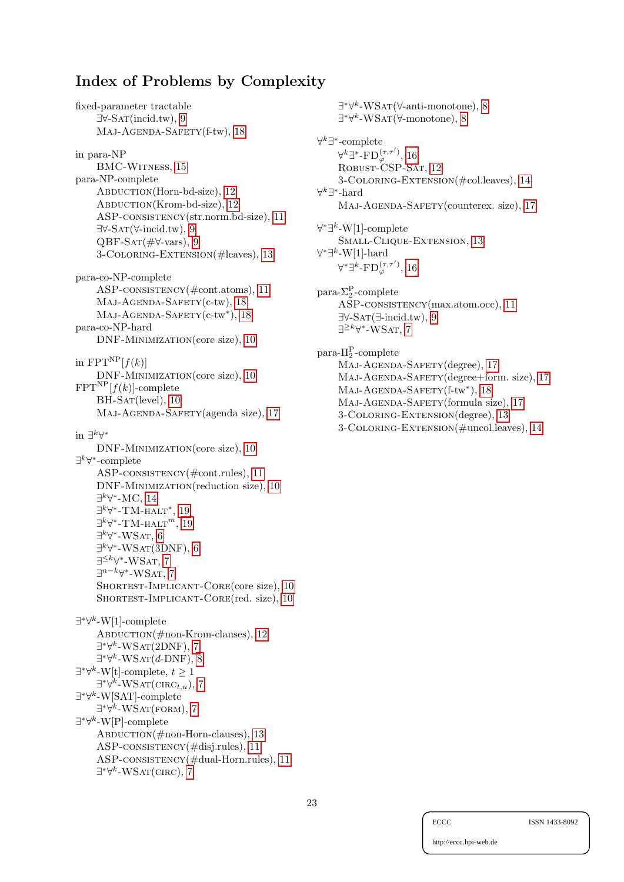## Index of Problems by Complexity

fixed-parameter tractable
- $\exists\forall$-SAT(incid.tw), 9
- MAJ-AGENDA-SAFETY(f-tw), 18

in para-NP
- BMC-WITNESS, 15

para-NP-complete
- ABDUCTION(Horn-bd-size), 12
- ABDUCTION(Krom-bd-size), 12
- ASP-CONSISTENCY(str.norm.bd-size), 11
- $\exists\forall$-SAT($\forall$-incid.tw), 9
- QBF-SAT(#$\forall$-vars), 9
- 3-COLORING-EXTENSION(#leaves), 13

para-co-NP-complete
- ASP-CONSISTENCY(#cont.atoms), 11
- MAJ-AGENDA-SAFETY(c-tw), 18
- MAJ-AGENDA-SAFETY(c-tw*), 18

para-co-NP-hard
- DNF-MINIMIZATION(core size), 10

in $\text{FPT}^{\text{NP}}[f(k)]$
- DNF-MINIMIZATION(core size), 10

$\text{FPT}^{\text{NP}}[f(k)]$-complete
- BH-SAT(level), 10
- MAJ-AGENDA-SAFETY(agenda size), 17

in $\exists^k\forall^*$
- DNF-MINIMIZATION(core size), 10

$\exists^k\forall^*$-complete
- ASP-CONSISTENCY(#cont.rules), 11
- DNF-MINIMIZATION(reduction size), 10
- $\exists^k\forall^*$-MC, 14
- $\exists^k\forall^*$-TM-HALT$^*$, 19
- $\exists^k\forall^*$-TM-HALT$^m$, 19
- $\exists^k\forall^*$-WSAT, 6
- $\exists^k\forall^*$-WSAT(3DNF), 6
- $\exists^{\leq k}\forall^*$-WSAT, 7
- $\exists^{n-k}\forall^*$-WSAT, 7
- SHORTEST-IMPLICANT-CORE(core size), 10
- SHORTEST-IMPLICANT-CORE(red. size), 10

$\exists^*\forall^k$-W[1]-complete
- ABDUCTION(#non-Krom-clauses), 12
- $\exists^*\forall^k$-WSAT(2DNF), 7
- $\exists^*\forall^k$-WSAT($d$-DNF), 8

$\exists^*\forall^k$-W[t]-complete, $t \geq 1$
- $\exists^*\forall^k$-WSAT(CIRC$_{t,u}$), 7

$\exists^*\forall^k$-W[SAT]-complete
- $\exists^*\forall^k$-WSAT(FORM), 7

$\exists^*\forall^k$-W[P]-complete
- ABDUCTION(#non-Horn-clauses), 13
- ASP-CONSISTENCY(#disj.rules), 11
- ASP-CONSISTENCY(#dual-Horn.rules), 11
- $\exists^*\forall^k$-WSAT(CIRC), 7
- $\exists^*\forall^k$-WSAT($\forall$-anti-monotone), 8
- $\exists^*\forall^k$-WSAT($\forall$-monotone), 8

$\forall^k\exists^*$-complete
- $\forall^k\exists^*$-$\text{FD}_{\varphi}^{(\tau,\tau')}$, 16
- ROBUST-CSP-SAT, 12
- 3-COLORING-EXTENSION(#col.leaves), 14

$\forall^k\exists^*$-hard
- MAJ-AGENDA-SAFETY(counterex. size), 17

$\forall^*\exists^k$-W[1]-complete
- SMALL-CLIQUE-EXTENSION, 13

$\forall^*\exists^k$-W[1]-hard
- $\forall^*\exists^k$-$\text{FD}_{\varphi}^{(\tau,\tau')}$, 16

para-$\Sigma_2^{\text{P}}$-complete
- ASP-CONSISTENCY(max.atom.occ), 11
- $\exists\forall$-SAT($\exists$-incid.tw), 9
- $\exists^{\geq k}\forall^*$-WSAT, 7

para-$\Pi_2^{\text{P}}$-complete
- MAJ-AGENDA-SAFETY(degree), 17
- MAJ-AGENDA-SAFETY(degree+form. size), 17
- MAJ-AGENDA-SAFETY(f-tw*), 18
- MAJ-AGENDA-SAFETY(formula size), 17
- 3-COLORING-EXTENSION(degree), 13
- 3-COLORING-EXTENSION(#uncol.leaves), 14